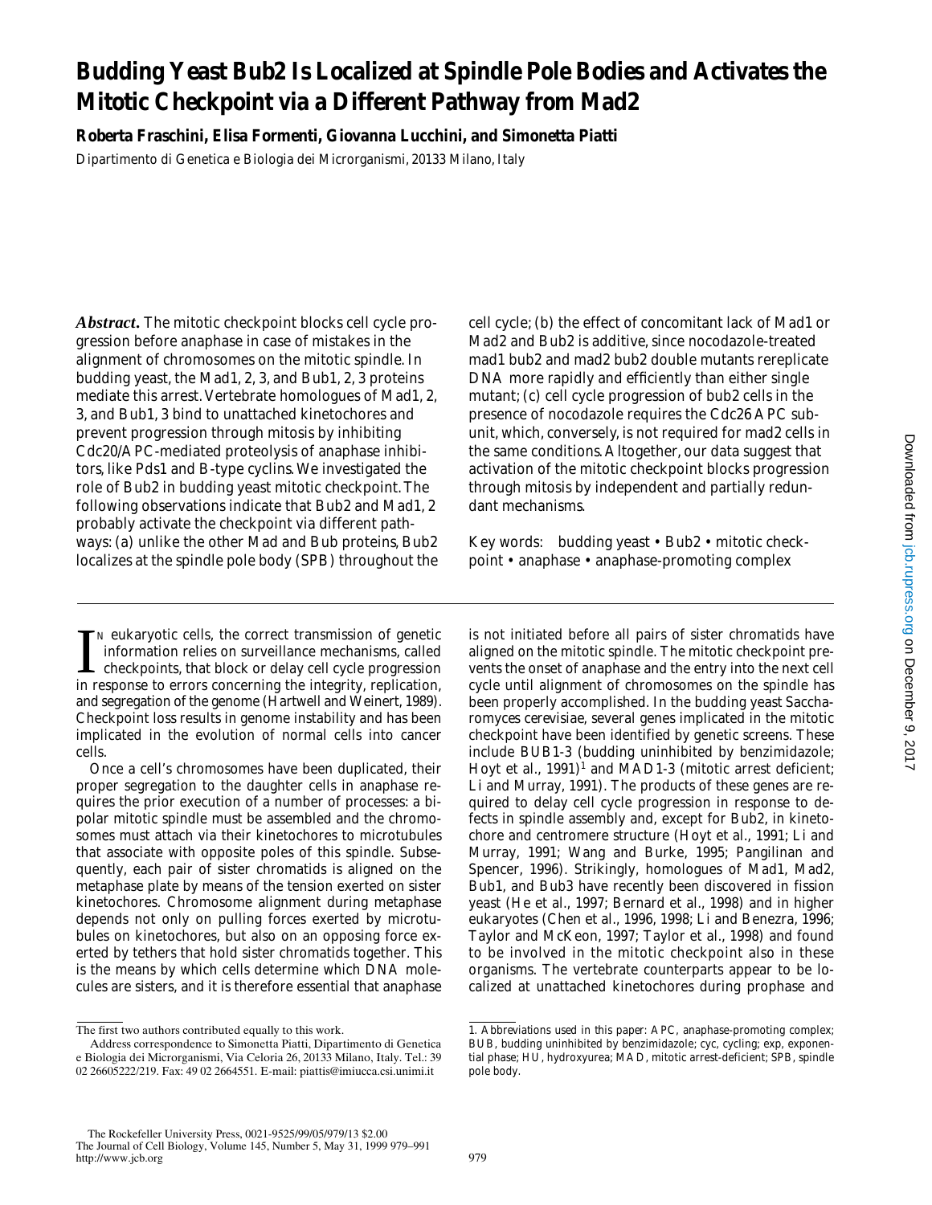# Budding Yeast Bub2 Is Localized at Spindle Pole Bodies and Activates the Mitotic Checkpoint via a Different Pathway from Mad2

**Roberta Fraschini, Elisa Formenti, Giovanna Lucchini, and Simonetta Piatti**

Dipartimento di Genetica e Biologia dei Microrganismi, 20133 Milano, Italy

***Abstract.*** The mitotic checkpoint blocks cell cycle progression before anaphase in case of mistakes in the alignment of chromosomes on the mitotic spindle. In budding yeast, the Mad1, 2, 3, and Bub1, 2, 3 proteins mediate this arrest. Vertebrate homologues of Mad1, 2, 3, and Bub1, 3 bind to unattached kinetochores and prevent progression through mitosis by inhibiting Cdc20/APC-mediated proteolysis of anaphase inhibitors, like Pds1 and B-type cyclins. We investigated the role of Bub2 in budding yeast mitotic checkpoint. The following observations indicate that Bub2 and Mad1, 2 probably activate the checkpoint via different pathways: (a) unlike the other Mad and Bub proteins, Bub2 localizes at the spindle pole body (SPB) throughout the cell cycle; (b) the effect of concomitant lack of Mad1 or Mad2 and Bub2 is additive, since nocodazole-treated mad1 bub2 and mad2 bub2 double mutants rereplicate DNA more rapidly and efficiently than either single mutant; (c) cell cycle progression of bub2 cells in the presence of nocodazole requires the Cdc26 APC subunit, which, conversely, is not required for mad2 cells in the same conditions. Altogether, our data suggest that activation of the mitotic checkpoint blocks progression through mitosis by independent and partially redundant mechanisms.

Key words: budding yeast • Bub2 • mitotic checkpoint • anaphase • anaphase-promoting complex

In eukaryotic cells, the correct transmission of genetic information relies on surveillance mechanisms, called checkpoints, that block or delay cell cycle progression in response to errors concerning the integrity, replication, and segregation of the genome (Hartwell and Weinert, 1989). Checkpoint loss results in genome instability and has been implicated in the evolution of normal cells into cancer cells.

Once a cell's chromosomes have been duplicated, their proper segregation to the daughter cells in anaphase requires the prior execution of a number of processes: a bipolar mitotic spindle must be assembled and the chromosomes must attach via their kinetochores to microtubules that associate with opposite poles of this spindle. Subsequently, each pair of sister chromatids is aligned on the metaphase plate by means of the tension exerted on sister kinetochores. Chromosome alignment during metaphase depends not only on pulling forces exerted by microtubules on kinetochores, but also on an opposing force exerted by tethers that hold sister chromatids together. This is the means by which cells determine which DNA molecules are sisters, and it is therefore essential that anaphase is not initiated before all pairs of sister chromatids have aligned on the mitotic spindle. The mitotic checkpoint prevents the onset of anaphase and the entry into the next cell cycle until alignment of chromosomes on the spindle has been properly accomplished. In the budding yeast *Saccharomyces cerevisiae*, several genes implicated in the mitotic checkpoint have been identified by genetic screens. These include BUB1-3 (budding uninhibited by benzimidazole; Hoyt et al., 1991)[1] and MAD1-3 (mitotic arrest deficient; Li and Murray, 1991). The products of these genes are required to delay cell cycle progression in response to defects in spindle assembly and, except for Bub2, in kinetochore and centromere structure (Hoyt et al., 1991; Li and Murray, 1991; Wang and Burke, 1995; Pangilinan and Spencer, 1996). Strikingly, homologues of Mad1, Mad2, Bub1, and Bub3 have recently been discovered in fission yeast (He et al., 1997; Bernard et al., 1998) and in higher eukaryotes (Chen et al., 1996, 1998; Li and Benezra, 1996; Taylor and McKeon, 1997; Taylor et al., 1998) and found to be involved in the mitotic checkpoint also in these organisms. The vertebrate counterparts appear to be localized at unattached kinetochores during prophase and

---

The first two authors contributed equally to this work.

Address correspondence to Simonetta Piatti, Dipartimento di Genetica e Biologia dei Microrganismi, Via Celoria 26, 20133 Milano, Italy. Tel.: 39 02 26605222/219. Fax: 49 02 2664551. E-mail: piattis@imiucca.csi.unimi.it

1. *Abbreviations used in this paper:* APC, anaphase-promoting complex; BUB, budding uninhibited by benzimidazole; cyc, cycling; exp, exponential phase; HU, hydroxyurea; MAD, mitotic arrest-deficient; SPB, spindle pole body.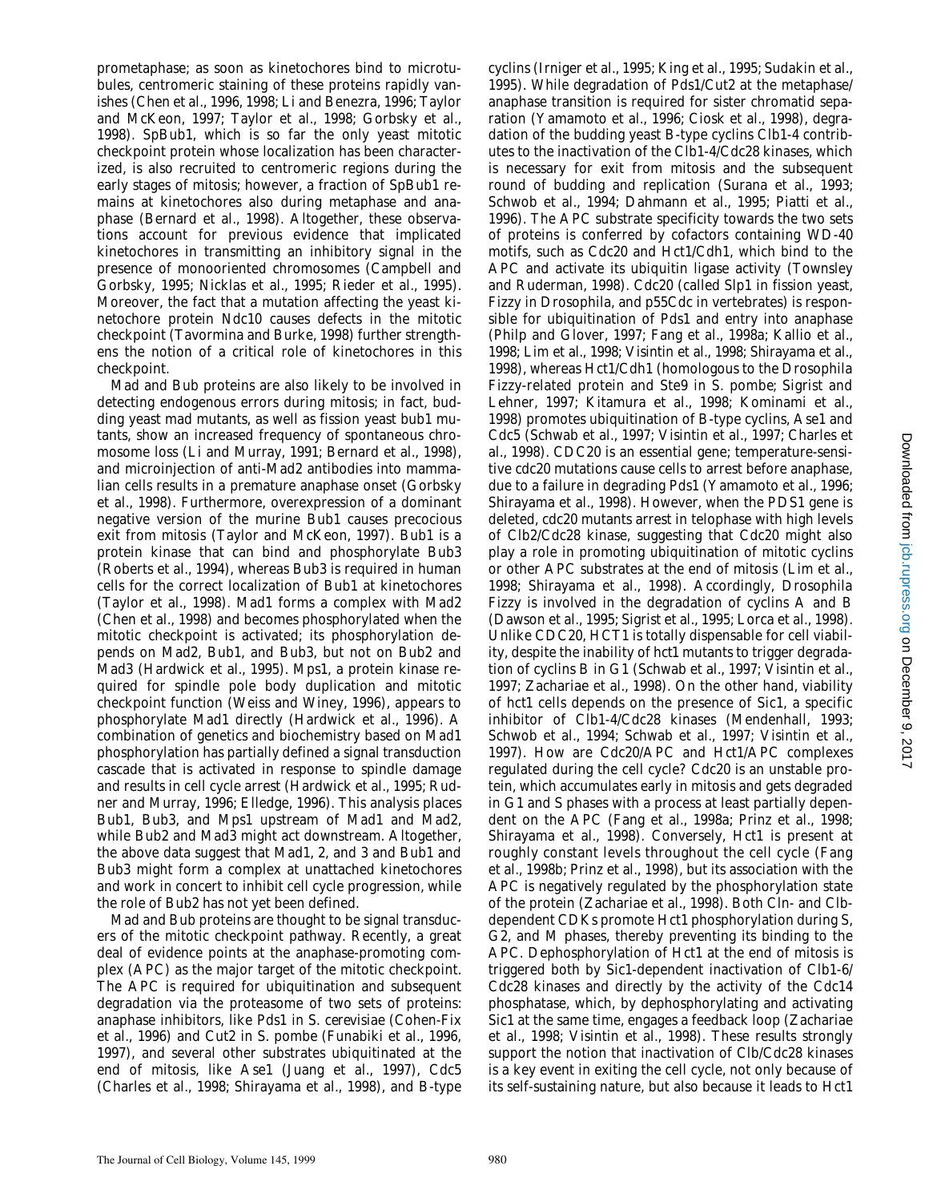prometaphase; as soon as kinetochores bind to microtubules, centromeric staining of these proteins rapidly vanishes (Chen et al., 1996, 1998; Li and Benezra, 1996; Taylor and McKeon, 1997; Taylor et al., 1998; Gorbsky et al., 1998). SpBub1, which is so far the only yeast mitotic checkpoint protein whose localization has been characterized, is also recruited to centromeric regions during the early stages of mitosis; however, a fraction of SpBub1 remains at kinetochores also during metaphase and anaphase (Bernard et al., 1998). Altogether, these observations account for previous evidence that implicated kinetochores in transmitting an inhibitory signal in the presence of monooriented chromosomes (Campbell and Gorbsky, 1995; Nicklas et al., 1995; Rieder et al., 1995). Moreover, the fact that a mutation affecting the yeast kinetochore protein Ndc10 causes defects in the mitotic checkpoint (Tavormina and Burke, 1998) further strengthens the notion of a critical role of kinetochores in this checkpoint.

Mad and Bub proteins are also likely to be involved in detecting endogenous errors during mitosis; in fact, budding yeast mad mutants, as well as fission yeast bub1 mutants, show an increased frequency of spontaneous chromosome loss (Li and Murray, 1991; Bernard et al., 1998), and microinjection of anti-Mad2 antibodies into mammalian cells results in a premature anaphase onset (Gorbsky et al., 1998). Furthermore, overexpression of a dominant negative version of the murine Bub1 causes precocious exit from mitosis (Taylor and McKeon, 1997). Bub1 is a protein kinase that can bind and phosphorylate Bub3 (Roberts et al., 1994), whereas Bub3 is required in human cells for the correct localization of Bub1 at kinetochores (Taylor et al., 1998). Mad1 forms a complex with Mad2 (Chen et al., 1998) and becomes phosphorylated when the mitotic checkpoint is activated; its phosphorylation depends on Mad2, Bub1, and Bub3, but not on Bub2 and Mad3 (Hardwick et al., 1995). Mps1, a protein kinase required for spindle pole body duplication and mitotic checkpoint function (Weiss and Winey, 1996), appears to phosphorylate Mad1 directly (Hardwick et al., 1996). A combination of genetics and biochemistry based on Mad1 phosphorylation has partially defined a signal transduction cascade that is activated in response to spindle damage and results in cell cycle arrest (Hardwick et al., 1995; Rudner and Murray, 1996; Elledge, 1996). This analysis places Bub1, Bub3, and Mps1 upstream of Mad1 and Mad2, while Bub2 and Mad3 might act downstream. Altogether, the above data suggest that Mad1, 2, and 3 and Bub1 and Bub3 might form a complex at unattached kinetochores and work in concert to inhibit cell cycle progression, while the role of Bub2 has not yet been defined.

Mad and Bub proteins are thought to be signal transducers of the mitotic checkpoint pathway. Recently, a great deal of evidence points at the anaphase-promoting complex (APC) as the major target of the mitotic checkpoint. The APC is required for ubiquitination and subsequent degradation via the proteasome of two sets of proteins: anaphase inhibitors, like Pds1 in S. cerevisiae (Cohen-Fix et al., 1996) and Cut2 in S. pombe (Funabiki et al., 1996, 1997), and several other substrates ubiquitinated at the end of mitosis, like Ase1 (Juang et al., 1997), Cdc5 (Charles et al., 1998; Shirayama et al., 1998), and B-type cyclins (Irniger et al., 1995; King et al., 1995; Sudakin et al., 1995). While degradation of Pds1/Cut2 at the metaphase/anaphase transition is required for sister chromatid separation (Yamamoto et al., 1996; Ciosk et al., 1998), degradation of the budding yeast B-type cyclins Clb1-4 contributes to the inactivation of the Clb1-4/Cdc28 kinases, which is necessary for exit from mitosis and the subsequent round of budding and replication (Surana et al., 1993; Schwob et al., 1994; Dahmann et al., 1995; Piatti et al., 1996). The APC substrate specificity towards the two sets of proteins is conferred by cofactors containing WD-40 motifs, such as Cdc20 and Hct1/Cdh1, which bind to the APC and activate its ubiquitin ligase activity (Townsley and Ruderman, 1998). Cdc20 (called Slp1 in fission yeast, Fizzy in Drosophila, and p55Cdc in vertebrates) is responsible for ubiquitination of Pds1 and entry into anaphase (Philp and Glover, 1997; Fang et al., 1998a; Kallio et al., 1998; Lim et al., 1998; Visintin et al., 1998; Shirayama et al., 1998), whereas Hct1/Cdh1 (homologous to the Drosophila Fizzy-related protein and Ste9 in S. pombe; Sigrist and Lehner, 1997; Kitamura et al., 1998; Kominami et al., 1998) promotes ubiquitination of B-type cyclins, Ase1 and Cdc5 (Schwab et al., 1997; Visintin et al., 1997; Charles et al., 1998). CDC20 is an essential gene; temperature-sensitive cdc20 mutations cause cells to arrest before anaphase, due to a failure in degrading Pds1 (Yamamoto et al., 1996; Shirayama et al., 1998). However, when the PDS1 gene is deleted, cdc20 mutants arrest in telophase with high levels of Clb2/Cdc28 kinase, suggesting that Cdc20 might also play a role in promoting ubiquitination of mitotic cyclins or other APC substrates at the end of mitosis (Lim et al., 1998; Shirayama et al., 1998). Accordingly, Drosophila Fizzy is involved in the degradation of cyclins A and B (Dawson et al., 1995; Sigrist et al., 1995; Lorca et al., 1998). Unlike CDC20, HCT1 is totally dispensable for cell viability, despite the inability of hct1 mutants to trigger degradation of cyclins B in G1 (Schwab et al., 1997; Visintin et al., 1997; Zachariae et al., 1998). On the other hand, viability of hct1 cells depends on the presence of Sic1, a specific inhibitor of Clb1-4/Cdc28 kinases (Mendenhall, 1993; Schwob et al., 1994; Schwab et al., 1997; Visintin et al., 1997). How are Cdc20/APC and Hct1/APC complexes regulated during the cell cycle? Cdc20 is an unstable protein, which accumulates early in mitosis and gets degraded in G1 and S phases with a process at least partially dependent on the APC (Fang et al., 1998a; Prinz et al., 1998; Shirayama et al., 1998). Conversely, Hct1 is present at roughly constant levels throughout the cell cycle (Fang et al., 1998b; Prinz et al., 1998), but its association with the APC is negatively regulated by the phosphorylation state of the protein (Zachariae et al., 1998). Both Cln- and Clb-dependent CDKs promote Hct1 phosphorylation during S, G2, and M phases, thereby preventing its binding to the APC. Dephosphorylation of Hct1 at the end of mitosis is triggered both by Sic1-dependent inactivation of Clb1-6/Cdc28 kinases and directly by the activity of the Cdc14 phosphatase, which, by dephosphorylating and activating Sic1 at the same time, engages a feedback loop (Zachariae et al., 1998; Visintin et al., 1998). These results strongly support the notion that inactivation of Clb/Cdc28 kinases is a key event in exiting the cell cycle, not only because of its self-sustaining nature, but also because it leads to Hct1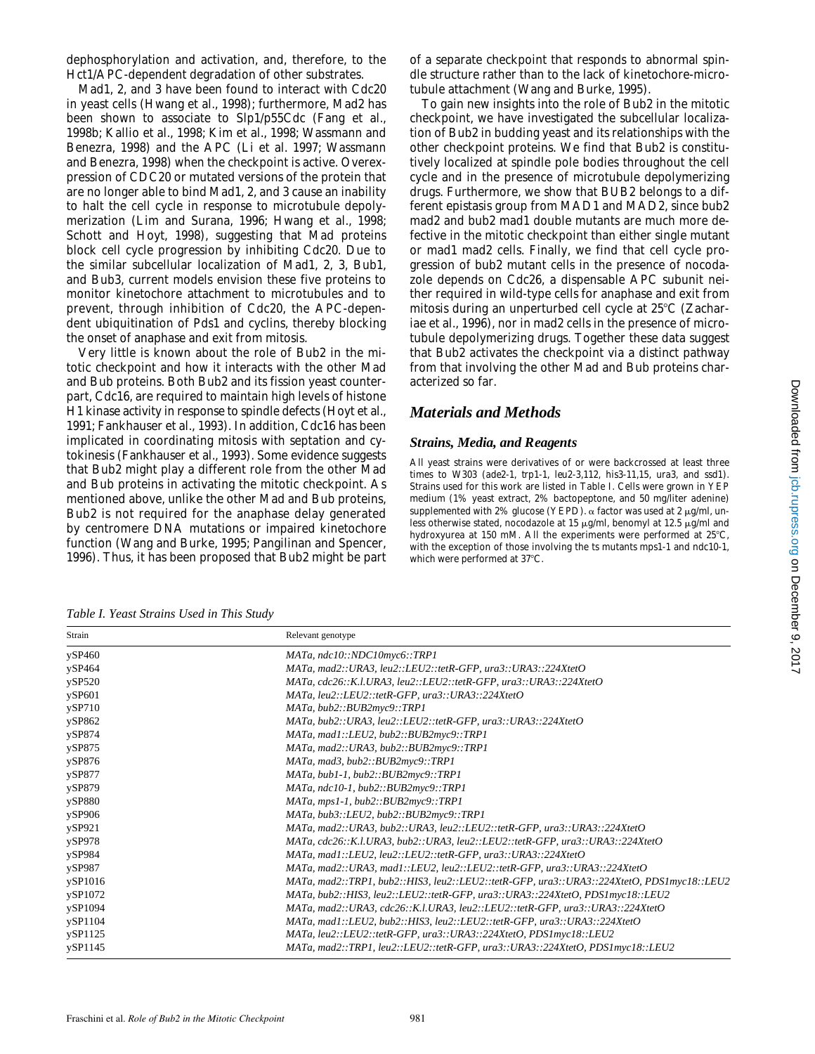dephosphorylation and activation, and, therefore, to the Hct1/APC-dependent degradation of other substrates.

Mad1, 2, and 3 have been found to interact with Cdc20 in yeast cells (Hwang et al., 1998); furthermore, Mad2 has been shown to associate to Slp1/p55Cdc (Fang et al., 1998b; Kallio et al., 1998; Kim et al., 1998; Wassmann and Benezra, 1998) and the APC (Li et al. 1997; Wassmann and Benezra, 1998) when the checkpoint is active. Overexpression of CDC20 or mutated versions of the protein that are no longer able to bind Mad1, 2, and 3 cause an inability to halt the cell cycle in response to microtubule depolymerization (Lim and Surana, 1996; Hwang et al., 1998; Schott and Hoyt, 1998), suggesting that Mad proteins block cell cycle progression by inhibiting Cdc20. Due to the similar subcellular localization of Mad1, 2, 3, Bub1, and Bub3, current models envision these five proteins to monitor kinetochore attachment to microtubules and to prevent, through inhibition of Cdc20, the APC-dependent ubiquitination of Pds1 and cyclins, thereby blocking the onset of anaphase and exit from mitosis.

Very little is known about the role of Bub2 in the mitotic checkpoint and how it interacts with the other Mad and Bub proteins. Both Bub2 and its fission yeast counterpart, Cdc16, are required to maintain high levels of histone H1 kinase activity in response to spindle defects (Hoyt et al., 1991; Fankhauser et al., 1993). In addition, Cdc16 has been implicated in coordinating mitosis with septation and cytokinesis (Fankhauser et al., 1993). Some evidence suggests that Bub2 might play a different role from the other Mad and Bub proteins in activating the mitotic checkpoint. As mentioned above, unlike the other Mad and Bub proteins, Bub2 is not required for the anaphase delay generated by centromere DNA mutations or impaired kinetochore function (Wang and Burke, 1995; Pangilinan and Spencer, 1996). Thus, it has been proposed that Bub2 might be part of a separate checkpoint that responds to abnormal spindle structure rather than to the lack of kinetochore-microtubule attachment (Wang and Burke, 1995).

To gain new insights into the role of Bub2 in the mitotic checkpoint, we have investigated the subcellular localization of Bub2 in budding yeast and its relationships with the other checkpoint proteins. We find that Bub2 is constitutively localized at spindle pole bodies throughout the cell cycle and in the presence of microtubule depolymerizing drugs. Furthermore, we show that BUB2 belongs to a different epistasis group from MAD1 and MAD2, since bub2 mad2 and bub2 mad1 double mutants are much more defective in the mitotic checkpoint than either single mutant or mad1 mad2 cells. Finally, we find that cell cycle progression of bub2 mutant cells in the presence of nocodazole depends on Cdc26, a dispensable APC subunit neither required in wild-type cells for anaphase and exit from mitosis during an unperturbed cell cycle at 25°C (Zachariae et al., 1996), nor in mad2 cells in the presence of microtubule depolymerizing drugs. Together these data suggest that Bub2 activates the checkpoint via a distinct pathway from that involving the other Mad and Bub proteins characterized so far.

## *Materials and Methods*

### *Strains, Media, and Reagents*

All yeast strains were derivatives of or were backcrossed at least three times to W303 (ade2-1, trp1-1, leu2-3,112, his3-11,15, ura3, and ssd1). Strains used for this work are listed in Table I. Cells were grown in YEP medium (1% yeast extract, 2% bactopeptone, and 50 mg/liter adenine) supplemented with 2% glucose (YEPD). α factor was used at 2 μg/ml, unless otherwise stated, nocodazole at 15 μg/ml, benomyl at 12.5 μg/ml and hydroxyurea at 150 mM. All the experiments were performed at 25°C, with the exception of those involving the ts mutants mps1-1 and ndc10-1, which were performed at 37°C.

*Table I. Yeast Strains Used in This Study*

| Strain | Relevant genotype |
|---|---|
| ySP460 | *MATa, ndc10::NDC10myc6::TRP1* |
| ySP464 | *MATa, mad2::URA3, leu2::LEU2::tetR-GFP, ura3::URA3::224XtetO* |
| ySP520 | *MATa, cdc26::K.l.URA3, leu2::LEU2::tetR-GFP, ura3::URA3::224XtetO* |
| ySP601 | *MATa, leu2::LEU2::tetR-GFP, ura3::URA3::224XtetO* |
| ySP710 | *MATa, bub2::BUB2myc9::TRP1* |
| ySP862 | *MATa, bub2::URA3, leu2::LEU2::tetR-GFP, ura3::URA3::224XtetO* |
| ySP874 | *MATa, mad1::LEU2, bub2::BUB2myc9::TRP1* |
| ySP875 | *MATa, mad2::URA3, bub2::BUB2myc9::TRP1* |
| ySP876 | *MATa, mad3, bub2::BUB2myc9::TRP1* |
| ySP877 | *MATa, bub1-1, bub2::BUB2myc9::TRP1* |
| ySP879 | *MATa, ndc10-1, bub2::BUB2myc9::TRP1* |
| ySP880 | *MATa, mps1-1, bub2::BUB2myc9::TRP1* |
| ySP906 | *MATa, bub3::LEU2, bub2::BUB2myc9::TRP1* |
| ySP921 | *MATa, mad2::URA3, bub2::URA3, leu2::LEU2::tetR-GFP, ura3::URA3::224XtetO* |
| ySP978 | *MATa, cdc26::K.l.URA3, bub2::URA3, leu2::LEU2::tetR-GFP, ura3::URA3::224XtetO* |
| ySP984 | *MATa, mad1::LEU2, leu2::LEU2::tetR-GFP, ura3::URA3::224XtetO* |
| ySP987 | *MATa, mad2::URA3, mad1::LEU2, leu2::LEU2::tetR-GFP, ura3::URA3::224XtetO* |
| ySP1016 | *MATa, mad2::TRP1, bub2::HIS3, leu2::LEU2::tetR-GFP, ura3::URA3::224XtetO, PDS1myc18::LEU2* |
| ySP1072 | *MATa, bub2::HIS3, leu2::LEU2::tetR-GFP, ura3::URA3::224XtetO, PDS1myc18::LEU2* |
| ySP1094 | *MATa, mad2::URA3, cdc26::K.l.URA3, leu2::LEU2::tetR-GFP, ura3::URA3::224XtetO* |
| ySP1104 | *MATa, mad1::LEU2, bub2::HIS3, leu2::LEU2::tetR-GFP, ura3::URA3::224XtetO* |
| ySP1125 | *MATa, leu2::LEU2::tetR-GFP, ura3::URA3::224XtetO, PDS1myc18::LEU2* |
| ySP1145 | *MATa, mad2::TRP1, leu2::LEU2::tetR-GFP, ura3::URA3::224XtetO, PDS1myc18::LEU2* |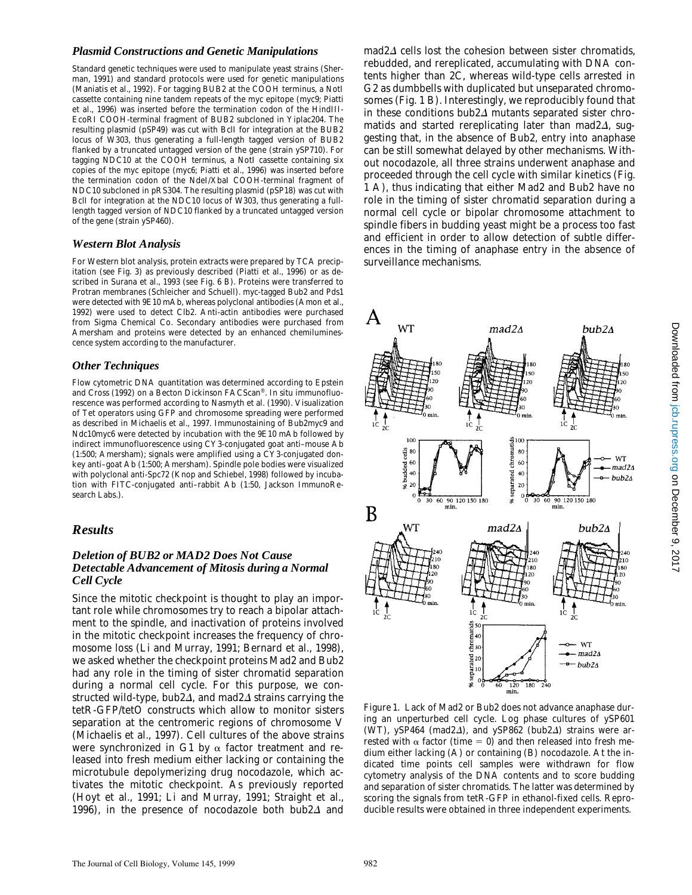### Plasmid Constructions and Genetic Manipulations

Standard genetic techniques were used to manipulate yeast strains (Sherman, 1991) and standard protocols were used for genetic manipulations (Maniatis et al., 1992). For tagging BUB2 at the COOH terminus, a NotI cassette containing nine tandem repeats of the myc epitope (myc9; Piatti et al., 1996) was inserted before the termination codon of the HindIII-EcoRI COOH-terminal fragment of BUB2 subcloned in Yiplac204. The resulting plasmid (pSP49) was cut with BclI for integration at the BUB2 locus of W303, thus generating a full-length tagged version of BUB2 flanked by a truncated untagged version of the gene (strain ySP710). For tagging NDC10 at the COOH terminus, a NotI cassette containing six copies of the myc epitope (myc6; Piatti et al., 1996) was inserted before the termination codon of the NdeI/XbaI COOH-terminal fragment of NDC10 subcloned in pRS304. The resulting plasmid (pSP18) was cut with BclI for integration at the NDC10 locus of W303, thus generating a full-length tagged version of NDC10 flanked by a truncated untagged version of the gene (strain ySP460).

### Western Blot Analysis

For Western blot analysis, protein extracts were prepared by TCA precipitation (see Fig. 3) as previously described (Piatti et al., 1996) or as described in Surana et al., 1993 (see Fig. 6 B). Proteins were transferred to Protran membranes (Schleicher and Schuell). myc-tagged Bub2 and Pds1 were detected with 9E10 mAb, whereas polyclonal antibodies (Amon et al., 1992) were used to detect Clb2. Anti-actin antibodies were purchased from Sigma Chemical Co. Secondary antibodies were purchased from Amersham and proteins were detected by an enhanced chemiluminescence system according to the manufacturer.

### Other Techniques

Flow cytometric DNA quantitation was determined according to Epstein and Cross (1992) on a Becton Dickinson FACScan®. In situ immunofluorescence was performed according to Nasmyth et al. (1990). Visualization of Tet operators using GFP and chromosome spreading were performed as described in Michaelis et al., 1997. Immunostaining of Bub2myc9 and Ndc10myc6 were detected by incubation with the 9E10 mAb followed by indirect immunofluorescence using CY3-conjugated goat anti–mouse Ab (1:500; Amersham); signals were amplified using a CY3-conjugated donkey anti–goat Ab (1:500; Amersham). Spindle pole bodies were visualized with polyclonal anti-Spc72 (Knop and Schiebel, 1998) followed by incubation with FITC-conjugated anti–rabbit Ab (1:50, Jackson ImmunoResearch Labs.).

## Results

### Deletion of BUB2 or MAD2 Does Not Cause Detectable Advancement of Mitosis during a Normal Cell Cycle

Since the mitotic checkpoint is thought to play an important role while chromosomes try to reach a bipolar attachment to the spindle, and inactivation of proteins involved in the mitotic checkpoint increases the frequency of chromosome loss (Li and Murray, 1991; Bernard et al., 1998), we asked whether the checkpoint proteins Mad2 and Bub2 had any role in the timing of sister chromatid separation during a normal cell cycle. For this purpose, we constructed wild-type, bub2Δ, and mad2Δ strains carrying the tetR-GFP/tetO constructs which allow to monitor sisters separation at the centromeric regions of chromosome V (Michaelis et al., 1997). Cell cultures of the above strains were synchronized in G1 by α factor treatment and released into fresh medium either lacking or containing the microtubule depolymerizing drug nocodazole, which activates the mitotic checkpoint. As previously reported (Hoyt et al., 1991; Li and Murray, 1991; Straight et al., 1996), in the presence of nocodazole both bub2Δ and mad2Δ cells lost the cohesion between sister chromatids, rebudded, and rereplicated, accumulating with DNA contents higher than 2C, whereas wild-type cells arrested in G2 as dumbbells with duplicated but unseparated chromosomes (Fig. 1 B). Interestingly, we reproducibly found that in these conditions bub2Δ mutants separated sister chromatids and started rereplicating later than mad2Δ, suggesting that, in the absence of Bub2, entry into anaphase can be still somewhat delayed by other mechanisms. Without nocodazole, all three strains underwent anaphase and proceeded through the cell cycle with similar kinetics (Fig. 1 A), thus indicating that either Mad2 and Bub2 have no role in the timing of sister chromatid separation during a normal cell cycle or bipolar chromosome attachment to spindle fibers in budding yeast might be a process too fast and efficient in order to allow detection of subtle differences in the timing of anaphase entry in the absence of surveillance mechanisms.

Figure 1. Lack of Mad2 or Bub2 does not advance anaphase during an unperturbed cell cycle. Log phase cultures of ySP601 (WT), ySP464 (mad2Δ), and ySP862 (bub2Δ) strains were arrested with α factor (time = 0) and then released into fresh medium either lacking (A) or containing (B) nocodazole. At the indicated time points cell samples were withdrawn for flow cytometry analysis of the DNA contents and to score budding and separation of sister chromatids. The latter was determined by scoring the signals from tetR-GFP in ethanol-fixed cells. Reproducible results were obtained in three independent experiments.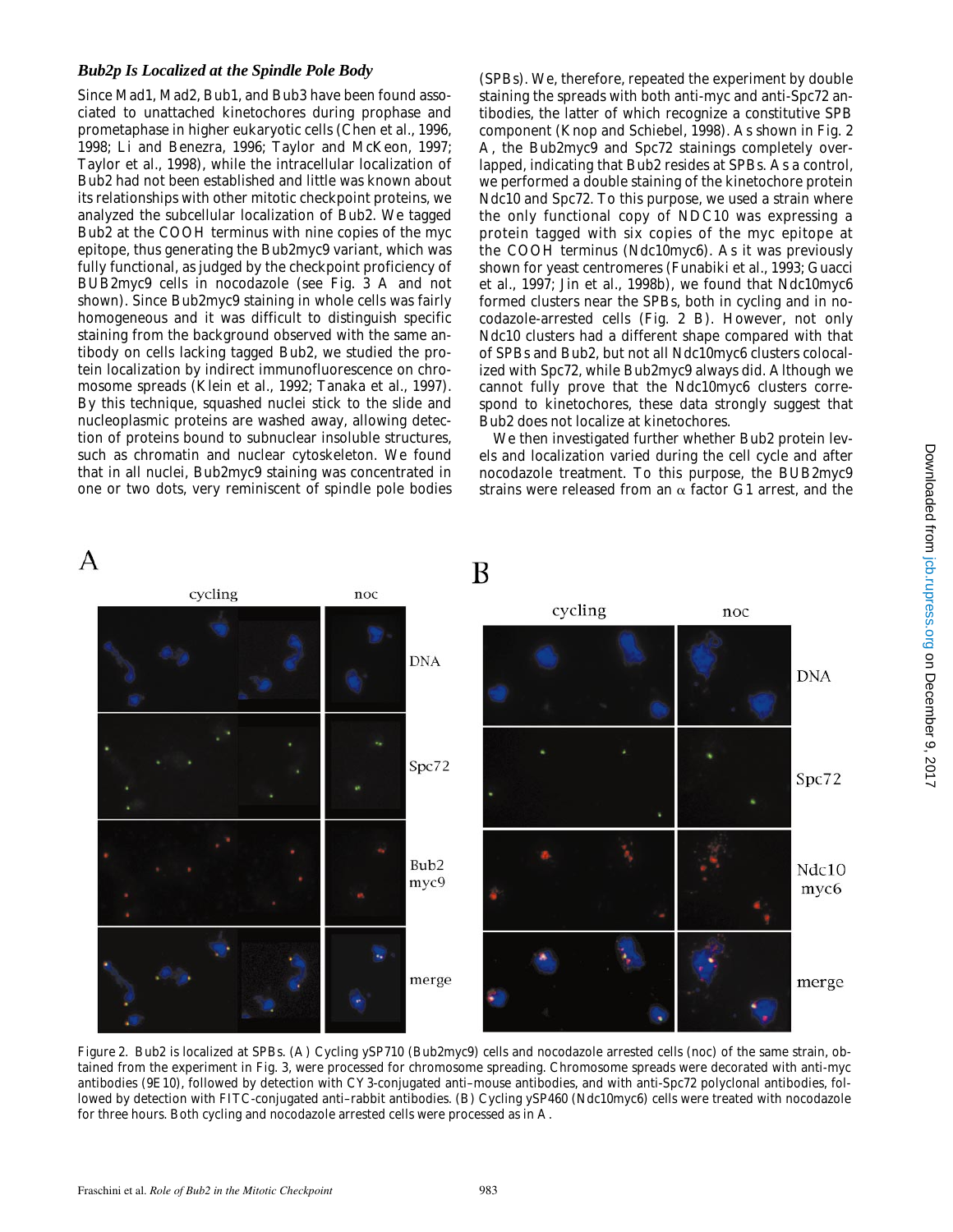### *Bub2p Is Localized at the Spindle Pole Body*

Since Mad1, Mad2, Bub1, and Bub3 have been found associated to unattached kinetochores during prophase and prometaphase in higher eukaryotic cells (Chen et al., 1996, 1998; Li and Benezra, 1996; Taylor and McKeon, 1997; Taylor et al., 1998), while the intracellular localization of Bub2 had not been established and little was known about its relationships with other mitotic checkpoint proteins, we analyzed the subcellular localization of Bub2. We tagged Bub2 at the COOH terminus with nine copies of the myc epitope, thus generating the Bub2myc9 variant, which was fully functional, as judged by the checkpoint proficiency of BUB2myc9 cells in nocodazole (see Fig. 3 A and not shown). Since Bub2myc9 staining in whole cells was fairly homogeneous and it was difficult to distinguish specific staining from the background observed with the same antibody on cells lacking tagged Bub2, we studied the protein localization by indirect immunofluorescence on chromosome spreads (Klein et al., 1992; Tanaka et al., 1997). By this technique, squashed nuclei stick to the slide and nucleoplasmic proteins are washed away, allowing detection of proteins bound to subnuclear insoluble structures, such as chromatin and nuclear cytoskeleton. We found that in all nuclei, Bub2myc9 staining was concentrated in one or two dots, very reminiscent of spindle pole bodies (SPBs). We, therefore, repeated the experiment by double staining the spreads with both anti-myc and anti-Spc72 antibodies, the latter of which recognize a constitutive SPB component (Knop and Schiebel, 1998). As shown in Fig. 2 A, the Bub2myc9 and Spc72 stainings completely overlapped, indicating that Bub2 resides at SPBs. As a control, we performed a double staining of the kinetochore protein Ndc10 and Spc72. To this purpose, we used a strain where the only functional copy of NDC10 was expressing a protein tagged with six copies of the myc epitope at the COOH terminus (Ndc10myc6). As it was previously shown for yeast centromeres (Funabiki et al., 1993; Guacci et al., 1997; Jin et al., 1998b), we found that Ndc10myc6 formed clusters near the SPBs, both in cycling and in nocodazole-arrested cells (Fig. 2 B). However, not only Ndc10 clusters had a different shape compared with that of SPBs and Bub2, but not all Ndc10myc6 clusters colocalized with Spc72, while Bub2myc9 always did. Although we cannot fully prove that the Ndc10myc6 clusters correspond to kinetochores, these data strongly suggest that Bub2 does not localize at kinetochores.

We then investigated further whether Bub2 protein levels and localization varied during the cell cycle and after nocodazole treatment. To this purpose, the BUB2myc9 strains were released from an α factor G1 arrest, and the

Figure 2. Bub2 is localized at SPBs. (A) Cycling ySP710 (Bub2myc9) cells and nocodazole arrested cells (noc) of the same strain, obtained from the experiment in Fig. 3, were processed for chromosome spreading. Chromosome spreads were decorated with anti-myc antibodies (9E10), followed by detection with CY3-conjugated anti–mouse antibodies, and with anti-Spc72 polyclonal antibodies, followed by detection with FITC-conjugated anti–rabbit antibodies. (B) Cycling ySP460 (Ndc10myc6) cells were treated with nocodazole for three hours. Both cycling and nocodazole arrested cells were processed as in A.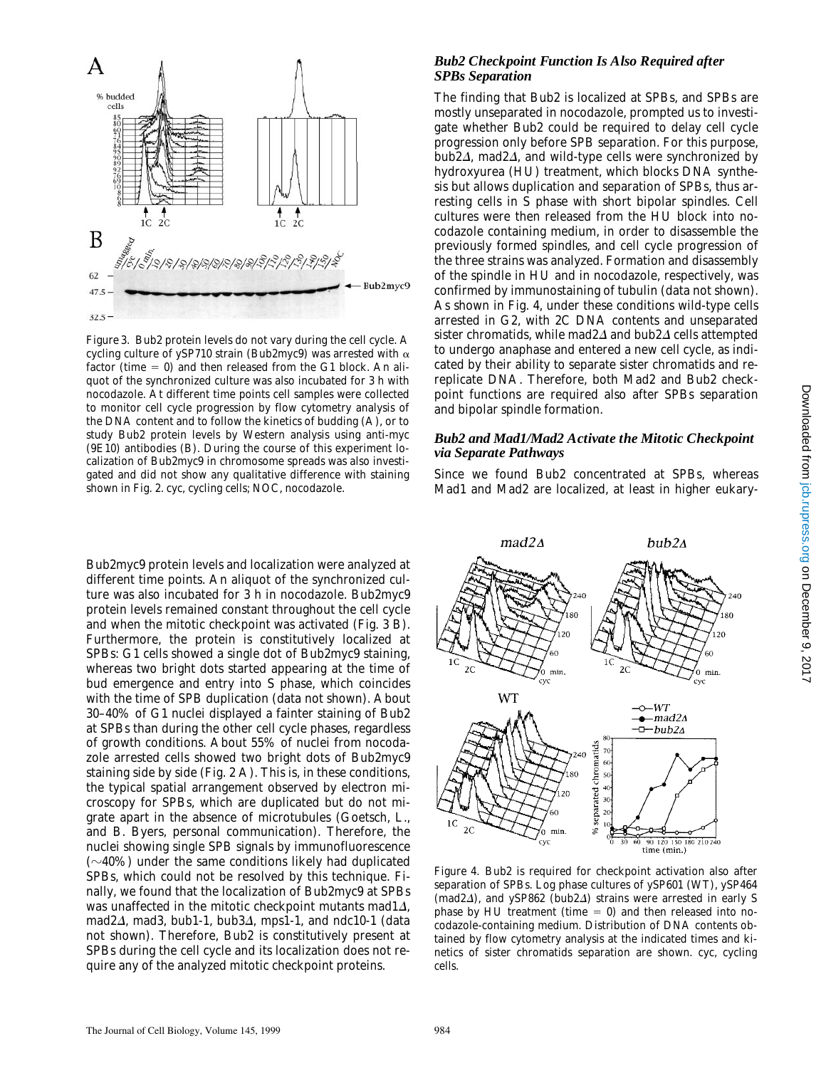Figure 3. Bub2 protein levels do not vary during the cell cycle. A cycling culture of ySP710 strain (Bub2myc9) was arrested with α factor (time = 0) and then released from the G1 block. An aliquot of the synchronized culture was also incubated for 3 h with nocodazole. At different time points cell samples were collected to monitor cell cycle progression by flow cytometry analysis of the DNA content and to follow the kinetics of budding (A), or to study Bub2 protein levels by Western analysis using anti-myc (9E10) antibodies (B). During the course of this experiment localization of Bub2myc9 in chromosome spreads was also investigated and did not show any qualitative difference with staining shown in Fig. 2. cyc, cycling cells; NOC, nocodazole.

Bub2myc9 protein levels and localization were analyzed at different time points. An aliquot of the synchronized culture was also incubated for 3 h in nocodazole. Bub2myc9 protein levels remained constant throughout the cell cycle and when the mitotic checkpoint was activated (Fig. 3 B). Furthermore, the protein is constitutively localized at SPBs: G1 cells showed a single dot of Bub2myc9 staining, whereas two bright dots started appearing at the time of bud emergence and entry into S phase, which coincides with the time of SPB duplication (data not shown). About 30–40% of G1 nuclei displayed a fainter staining of Bub2 at SPBs than during the other cell cycle phases, regardless of growth conditions. About 55% of nuclei from nocodazole arrested cells showed two bright dots of Bub2myc9 staining side by side (Fig. 2 A). This is, in these conditions, the typical spatial arrangement observed by electron microscopy for SPBs, which are duplicated but do not migrate apart in the absence of microtubules (Goetsch, L., and B. Byers, personal communication). Therefore, the nuclei showing single SPB signals by immunofluorescence (~40%) under the same conditions likely had duplicated SPBs, which could not be resolved by this technique. Finally, we found that the localization of Bub2myc9 at SPBs was unaffected in the mitotic checkpoint mutants *mad1Δ*, *mad2Δ*, *mad3*, *bub1-1*, *bub3Δ*, *mps1-1*, and *ndc10-1* (data not shown). Therefore, Bub2 is constitutively present at SPBs during the cell cycle and its localization does not require any of the analyzed mitotic checkpoint proteins.

### *Bub2 Checkpoint Function Is Also Required after SPBs Separation*

The finding that Bub2 is localized at SPBs, and SPBs are mostly unseparated in nocodazole, prompted us to investigate whether Bub2 could be required to delay cell cycle progression only before SPB separation. For this purpose, *bub2Δ*, *mad2Δ*, and wild-type cells were synchronized by hydroxyurea (HU) treatment, which blocks DNA synthesis but allows duplication and separation of SPBs, thus arresting cells in S phase with short bipolar spindles. Cell cultures were then released from the HU block into nocodazole containing medium, in order to disassemble the previously formed spindles, and cell cycle progression of the three strains was analyzed. Formation and disassembly of the spindle in HU and in nocodazole, respectively, was confirmed by immunostaining of tubulin (data not shown). As shown in Fig. 4, under these conditions wild-type cells arrested in G2, with 2C DNA contents and unseparated sister chromatids, while *mad2Δ* and *bub2Δ* cells attempted to undergo anaphase and entered a new cell cycle, as indicated by their ability to separate sister chromatids and replicate DNA. Therefore, both Mad2 and Bub2 checkpoint functions are required also after SPBs separation and bipolar spindle formation.

### *Bub2 and Mad1/Mad2 Activate the Mitotic Checkpoint via Separate Pathways*

Since we found Bub2 concentrated at SPBs, whereas Mad1 and Mad2 are localized, at least in higher eukary-

Figure 4. Bub2 is required for checkpoint activation also after separation of SPBs. Log phase cultures of ySP601 (WT), ySP464 (*mad2Δ*), and ySP862 (*bub2Δ*) strains were arrested in early S phase by HU treatment (time = 0) and then released into nocodazole-containing medium. Distribution of DNA contents obtained by flow cytometry analysis at the indicated times and kinetics of sister chromatids separation are shown. cyc, cycling cells.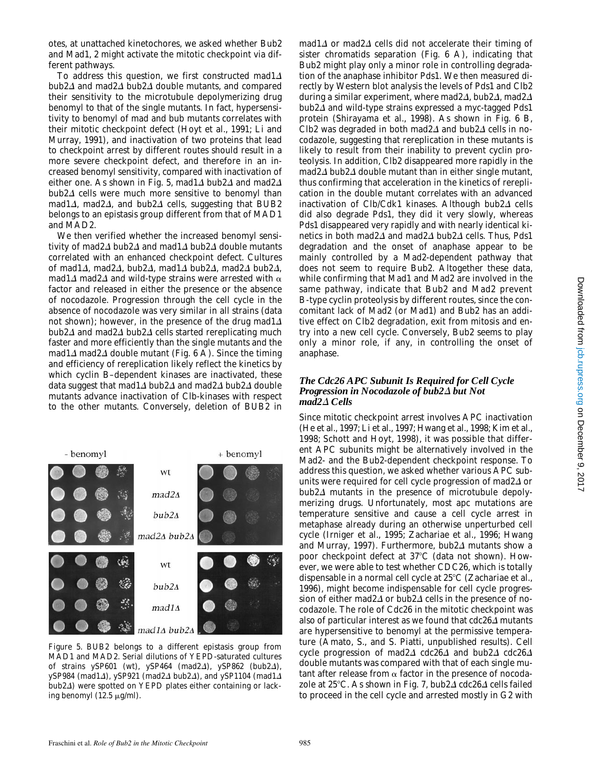otes, at unattached kinetochores, we asked whether Bub2 and Mad1, 2 might activate the mitotic checkpoint via different pathways.

To address this question, we first constructed mad1Δ bub2Δ and mad2Δ bub2Δ double mutants, and compared their sensitivity to the microtubule depolymerizing drug benomyl to that of the single mutants. In fact, hypersensitivity to benomyl of mad and bub mutants correlates with their mitotic checkpoint defect (Hoyt et al., 1991; Li and Murray, 1991), and inactivation of two proteins that lead to checkpoint arrest by different routes should result in a more severe checkpoint defect, and therefore in an increased benomyl sensitivity, compared with inactivation of either one. As shown in Fig. 5, mad1Δ bub2Δ and mad2Δ bub2Δ cells were much more sensitive to benomyl than mad1Δ, mad2Δ, and bub2Δ cells, suggesting that *BUB2* belongs to an epistasis group different from that of *MAD1* and *MAD2*.

We then verified whether the increased benomyl sensitivity of mad2Δ bub2Δ and mad1Δ bub2Δ double mutants correlated with an enhanced checkpoint defect. Cultures of mad1Δ, mad2Δ, bub2Δ, mad1Δ bub2Δ, mad2Δ bub2Δ, mad1Δ mad2Δ and wild-type strains were arrested with α factor and released in either the presence or the absence of nocodazole. Progression through the cell cycle in the absence of nocodazole was very similar in all strains (data not shown); however, in the presence of the drug mad1Δ bub2Δ and mad2Δ bub2Δ cells started rereplicating much faster and more efficiently than the single mutants and the mad1Δ mad2Δ double mutant (Fig. 6 A). Since the timing and efficiency of rereplication likely reflect the kinetics by which cyclin B–dependent kinases are inactivated, these data suggest that mad1Δ bub2Δ and mad2Δ bub2Δ double mutants advance inactivation of Clb-kinases with respect to the other mutants. Conversely, deletion of *BUB2* in mad1Δ or mad2Δ cells did not accelerate their timing of sister chromatids separation (Fig. 6 A), indicating that Bub2 might play only a minor role in controlling degradation of the anaphase inhibitor Pds1. We then measured directly by Western blot analysis the levels of Pds1 and Clb2 during a similar experiment, where mad2Δ, bub2Δ, mad2Δ bub2Δ and wild-type strains expressed a myc-tagged Pds1 protein (Shirayama et al., 1998). As shown in Fig. 6 B, Clb2 was degraded in both mad2Δ and bub2Δ cells in nocodazole, suggesting that rereplication in these mutants is likely to result from their inability to prevent cyclin proteolysis. In addition, Clb2 disappeared more rapidly in the mad2Δ bub2Δ double mutant than in either single mutant, thus confirming that acceleration in the kinetics of rereplication in the double mutant correlates with an advanced inactivation of Clb/Cdk1 kinases. Although bub2Δ cells did also degrade Pds1, they did it very slowly, whereas Pds1 disappeared very rapidly and with nearly identical kinetics in both mad2Δ and mad2Δ bub2Δ cells. Thus, Pds1 degradation and the onset of anaphase appear to be mainly controlled by a Mad2-dependent pathway that does not seem to require Bub2. Altogether these data, while confirming that Mad1 and Mad2 are involved in the same pathway, indicate that Bub2 and Mad2 prevent B-type cyclin proteolysis by different routes, since the concomitant lack of Mad2 (or Mad1) and Bub2 has an additive effect on Clb2 degradation, exit from mitosis and entry into a new cell cycle. Conversely, Bub2 seems to play only a minor role, if any, in controlling the onset of anaphase.

Figure 5. *BUB2* belongs to a different epistasis group from *MAD1* and *MAD2*. Serial dilutions of YEPD-saturated cultures of strains ySP601 (wt), ySP464 (mad2Δ), ySP862 (bub2Δ), ySP984 (mad1Δ), ySP921 (mad2Δ bub2Δ), and ySP1104 (mad1Δ bub2Δ) were spotted on YEPD plates either containing or lacking benomyl (12.5 μg/ml).

### *The Cdc26 APC Subunit Is Required for Cell Cycle Progression in Nocodazole of bub2Δ but Not mad2Δ Cells*

Since mitotic checkpoint arrest involves APC inactivation (He et al., 1997; Li et al., 1997; Hwang et al., 1998; Kim et al., 1998; Schott and Hoyt, 1998), it was possible that different APC subunits might be alternatively involved in the Mad2- and the Bub2-dependent checkpoint response. To address this question, we asked whether various APC subunits were required for cell cycle progression of mad2Δ or bub2Δ mutants in the presence of microtubule depolymerizing drugs. Unfortunately, most apc mutations are temperature sensitive and cause a cell cycle arrest in metaphase already during an otherwise unperturbed cell cycle (Irniger et al., 1995; Zachariae et al., 1996; Hwang and Murray, 1997). Furthermore, bub2Δ mutants show a poor checkpoint defect at 37°C (data not shown). However, we were able to test whether *CDC26*, which is totally dispensable in a normal cell cycle at 25°C (Zachariae et al., 1996), might become indispensable for cell cycle progression of either mad2Δ or bub2Δ cells in the presence of nocodazole. The role of Cdc26 in the mitotic checkpoint was also of particular interest as we found that cdc26Δ mutants are hypersensitive to benomyl at the permissive temperature (Amato, S., and S. Piatti, unpublished results). Cell cycle progression of mad2Δ cdc26Δ and bub2Δ cdc26Δ double mutants was compared with that of each single mutant after release from α factor in the presence of nocodazole at 25°C. As shown in Fig. 7, bub2Δ cdc26Δ cells failed to proceed in the cell cycle and arrested mostly in G2 with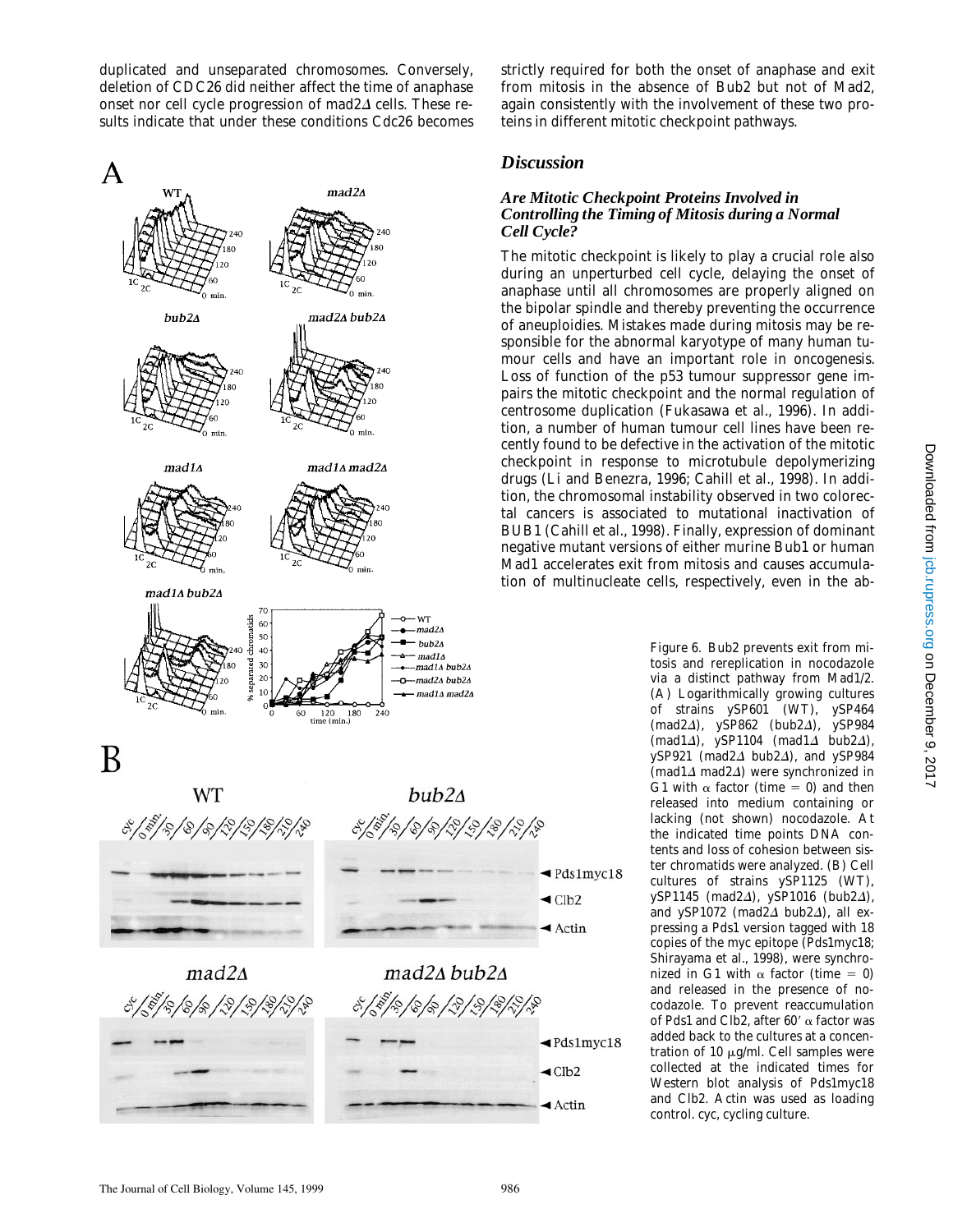duplicated and unseparated chromosomes. Conversely, deletion of *CDC26* did neither affect the time of anaphase onset nor cell cycle progression of *mad2Δ* cells. These results indicate that under these conditions Cdc26 becomes strictly required for both the onset of anaphase and exit from mitosis in the absence of Bub2 but not of Mad2, again consistently with the involvement of these two proteins in different mitotic checkpoint pathways.

Figure 6. Bub2 prevents exit from mitosis and rereplication in nocodazole via a distinct pathway from Mad1/2. (A) Logarithmically growing cultures of strains ySP601 (WT), ySP464 (*mad2Δ*), ySP862 (*bub2Δ*), ySP984 (*mad1Δ*), ySP1104 (*mad1Δ bub2Δ*), ySP921 (*mad2Δ bub2Δ*), and ySP984 (*mad1Δ mad2Δ*) were synchronized in G1 with α factor (time = 0) and then released into medium containing or lacking (not shown) nocodazole. At the indicated time points DNA contents and loss of cohesion between sister chromatids were analyzed. (B) Cell cultures of strains ySP1125 (WT), ySP1145 (*mad2Δ*), ySP1016 (*bub2Δ*), and ySP1072 (*mad2Δ bub2Δ*), all expressing a Pds1 version tagged with 18 copies of the myc epitope (Pds1myc18; Shirayama et al., 1998), were synchronized in G1 with α factor (time = 0) and released in the presence of nocodazole. To prevent reaccumulation of Pds1 and Clb2, after 60′ α factor was added back to the cultures at a concentration of 10 μg/ml. Cell samples were collected at the indicated times for Western blot analysis of Pds1myc18 and Clb2. Actin was used as loading control. cyc, cycling culture.

## Discussion

### *Are Mitotic Checkpoint Proteins Involved in Controlling the Timing of Mitosis during a Normal Cell Cycle?*

The mitotic checkpoint is likely to play a crucial role also during an unperturbed cell cycle, delaying the onset of anaphase until all chromosomes are properly aligned on the bipolar spindle and thereby preventing the occurrence of aneuploidies. Mistakes made during mitosis may be responsible for the abnormal karyotype of many human tumour cells and have an important role in oncogenesis. Loss of function of the p53 tumour suppressor gene impairs the mitotic checkpoint and the normal regulation of centrosome duplication (Fukasawa et al., 1996). In addition, a number of human tumour cell lines have been recently found to be defective in the activation of the mitotic checkpoint in response to microtubule depolymerizing drugs (Li and Benezra, 1996; Cahill et al., 1998). In addition, the chromosomal instability observed in two colorectal cancers is associated to mutational inactivation of *BUB1* (Cahill et al., 1998). Finally, expression of dominant negative mutant versions of either murine Bub1 or human Mad1 accelerates exit from mitosis and causes accumulation of multinucleate cells, respectively, even in the ab-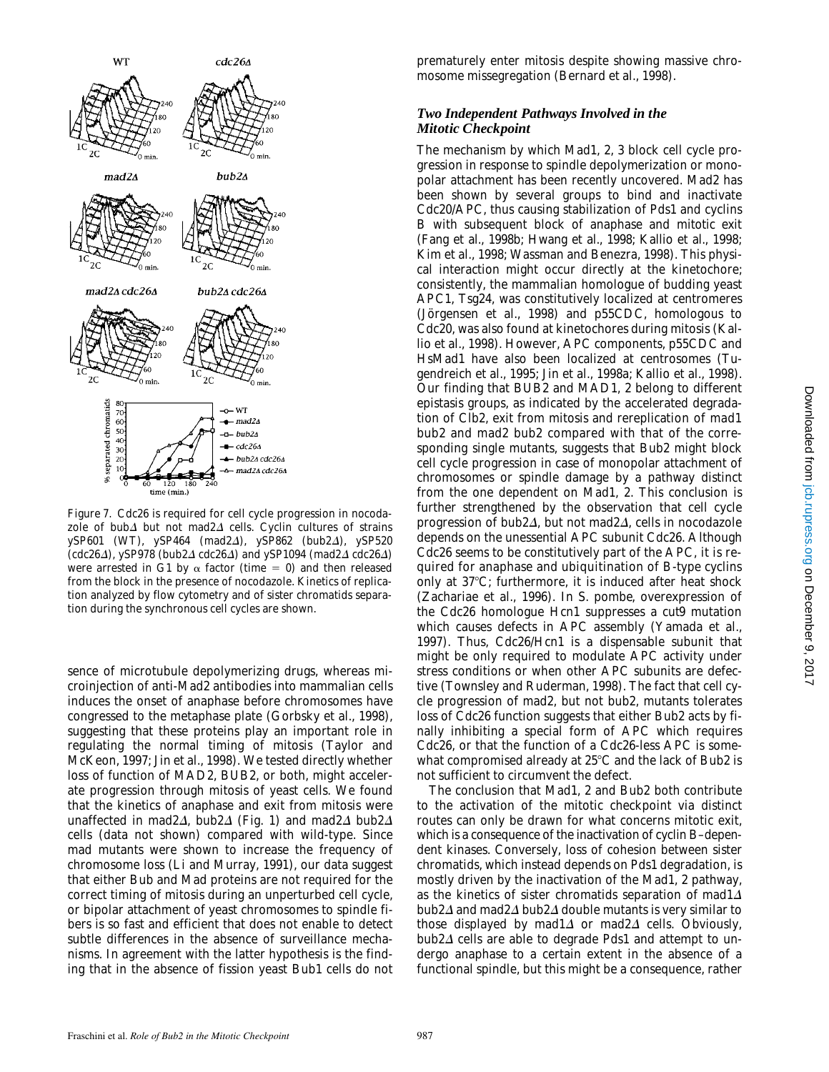Figure 7. Cdc26 is required for cell cycle progression in nocodazole of bub2Δ but not mad2Δ cells. Cyclin cultures of strains ySP601 (WT), ySP464 (mad2Δ), ySP862 (bub2Δ), ySP520 (cdc26Δ), ySP978 (bub2Δ cdc26Δ) and ySP1094 (mad2Δ cdc26Δ) were arrested in G1 by α factor (time = 0) and then released from the block in the presence of nocodazole. Kinetics of replication analyzed by flow cytometry and of sister chromatids separation during the synchronous cell cycles are shown.

sence of microtubule depolymerizing drugs, whereas microinjection of anti-Mad2 antibodies into mammalian cells induces the onset of anaphase before chromosomes have congressed to the metaphase plate (Gorbsky et al., 1998), suggesting that these proteins play an important role in regulating the normal timing of mitosis (Taylor and McKeon, 1997; Jin et al., 1998). We tested directly whether loss of function of MAD2, BUB2, or both, might accelerate progression through mitosis of yeast cells. We found that the kinetics of anaphase and exit from mitosis were unaffected in mad2Δ, bub2Δ (Fig. 1) and mad2Δ bub2Δ cells (data not shown) compared with wild-type. Since mad mutants were shown to increase the frequency of chromosome loss (Li and Murray, 1991), our data suggest that either Bub and Mad proteins are not required for the correct timing of mitosis during an unperturbed cell cycle, or bipolar attachment of yeast chromosomes to spindle fibers is so fast and efficient that does not enable to detect subtle differences in the absence of surveillance mechanisms. In agreement with the latter hypothesis is the finding that in the absence of fission yeast Bub1 cells do not prematurely enter mitosis despite showing massive chromosome missegregation (Bernard et al., 1998).

### *Two Independent Pathways Involved in the Mitotic Checkpoint*

The mechanism by which Mad1, 2, 3 block cell cycle progression in response to spindle depolymerization or monopolar attachment has been recently uncovered. Mad2 has been shown by several groups to bind and inactivate Cdc20/APC, thus causing stabilization of Pds1 and cyclins B with subsequent block of anaphase and mitotic exit (Fang et al., 1998b; Hwang et al., 1998; Kallio et al., 1998; Kim et al., 1998; Wassman and Benezra, 1998). This physical interaction might occur directly at the kinetochore; consistently, the mammalian homologue of budding yeast APC1, Tsg24, was constitutively localized at centromeres (Jörgensen et al., 1998) and p55CDC, homologous to Cdc20, was also found at kinetochores during mitosis (Kallio et al., 1998). However, APC components, p55CDC and HsMad1 have also been localized at centrosomes (Tugendreich et al., 1995; Jin et al., 1998a; Kallio et al., 1998). Our finding that BUB2 and MAD1, 2 belong to different epistasis groups, as indicated by the accelerated degradation of Clb2, exit from mitosis and rereplication of mad1 bub2 and mad2 bub2 compared with that of the corresponding single mutants, suggests that Bub2 might block cell cycle progression in case of monopolar attachment of chromosomes or spindle damage by a pathway distinct from the one dependent on Mad1, 2. This conclusion is further strengthened by the observation that cell cycle progression of bub2Δ, but not mad2Δ, cells in nocodazole depends on the unessential APC subunit Cdc26. Although Cdc26 seems to be constitutively part of the APC, it is required for anaphase and ubiquitination of B-type cyclins only at 37°C; furthermore, it is induced after heat shock (Zachariae et al., 1996). In S. pombe, overexpression of the Cdc26 homologue Hcn1 suppresses a cut9 mutation which causes defects in APC assembly (Yamada et al., 1997). Thus, Cdc26/Hcn1 is a dispensable subunit that might be only required to modulate APC activity under stress conditions or when other APC subunits are defective (Townsley and Ruderman, 1998). The fact that cell cycle progression of mad2, but not bub2, mutants tolerates loss of Cdc26 function suggests that either Bub2 acts by finally inhibiting a special form of APC which requires Cdc26, or that the function of a Cdc26-less APC is somewhat compromised already at 25°C and the lack of Bub2 is not sufficient to circumvent the defect.

The conclusion that Mad1, 2 and Bub2 both contribute to the activation of the mitotic checkpoint via distinct routes can only be drawn for what concerns mitotic exit, which is a consequence of the inactivation of cyclin B–dependent kinases. Conversely, loss of cohesion between sister chromatids, which instead depends on Pds1 degradation, is mostly driven by the inactivation of the Mad1, 2 pathway, as the kinetics of sister chromatids separation of mad1Δ bub2Δ and mad2Δ bub2Δ double mutants is very similar to those displayed by mad1Δ or mad2Δ cells. Obviously, bub2Δ cells are able to degrade Pds1 and attempt to undergo anaphase to a certain extent in the absence of a functional spindle, but this might be a consequence, rather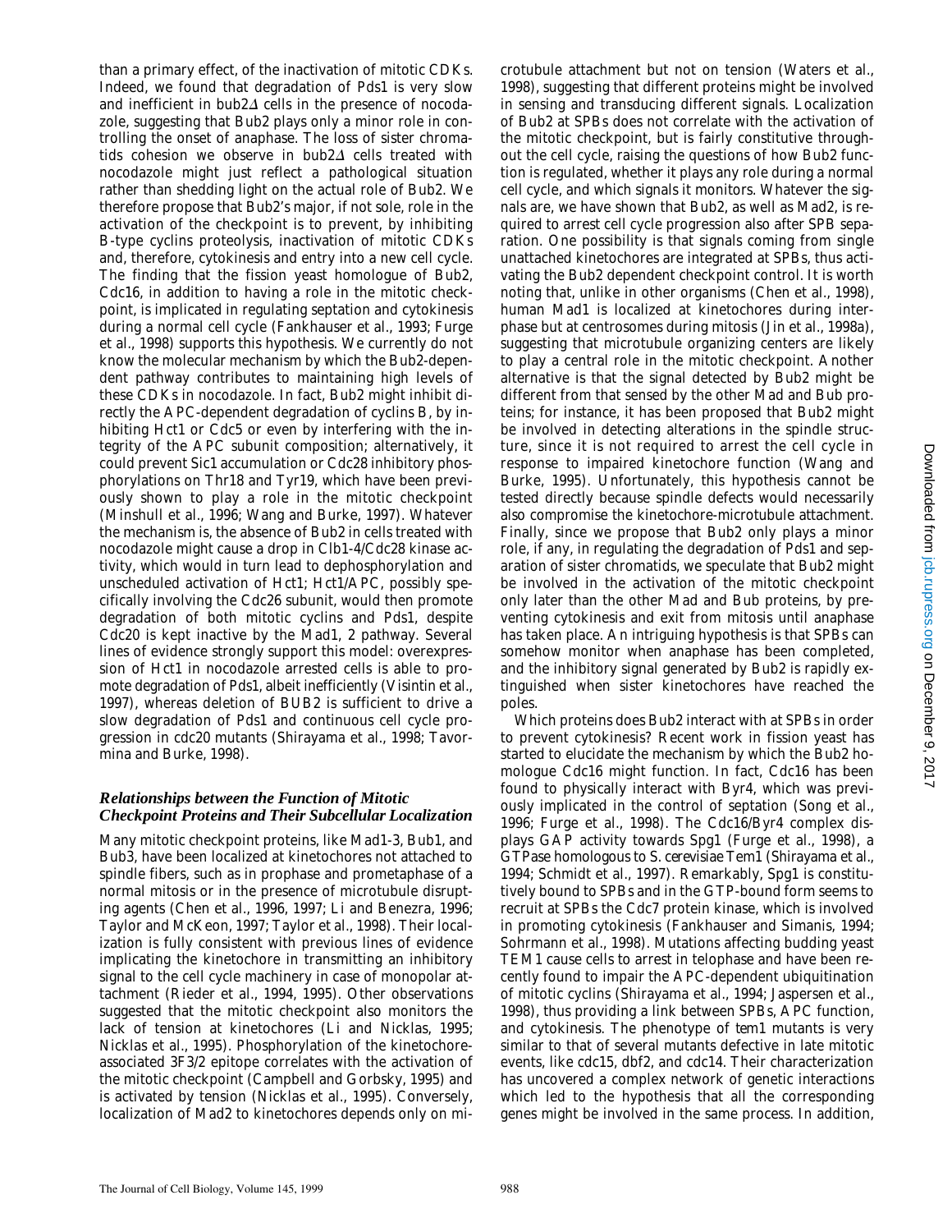than a primary effect, of the inactivation of mitotic CDKs. Indeed, we found that degradation of Pds1 is very slow and inefficient in bub2Δ cells in the presence of nocodazole, suggesting that Bub2 plays only a minor role in controlling the onset of anaphase. The loss of sister chromatids cohesion we observe in bub2Δ cells treated with nocodazole might just reflect a pathological situation rather than shedding light on the actual role of Bub2. We therefore propose that Bub2's major, if not sole, role in the activation of the checkpoint is to prevent, by inhibiting B-type cyclins proteolysis, inactivation of mitotic CDKs and, therefore, cytokinesis and entry into a new cell cycle. The finding that the fission yeast homologue of Bub2, Cdc16, in addition to having a role in the mitotic checkpoint, is implicated in regulating septation and cytokinesis during a normal cell cycle (Fankhauser et al., 1993; Furge et al., 1998) supports this hypothesis. We currently do not know the molecular mechanism by which the Bub2-dependent pathway contributes to maintaining high levels of these CDKs in nocodazole. In fact, Bub2 might inhibit directly the APC-dependent degradation of cyclins B, by inhibiting Hct1 or Cdc5 or even by interfering with the integrity of the APC subunit composition; alternatively, it could prevent Sic1 accumulation or Cdc28 inhibitory phosphorylations on Thr18 and Tyr19, which have been previously shown to play a role in the mitotic checkpoint (Minshull et al., 1996; Wang and Burke, 1997). Whatever the mechanism is, the absence of Bub2 in cells treated with nocodazole might cause a drop in Clb1-4/Cdc28 kinase activity, which would in turn lead to dephosphorylation and unscheduled activation of Hct1; Hct1/APC, possibly specifically involving the Cdc26 subunit, would then promote degradation of both mitotic cyclins and Pds1, despite Cdc20 is kept inactive by the Mad1, 2 pathway. Several lines of evidence strongly support this model: overexpression of Hct1 in nocodazole arrested cells is able to promote degradation of Pds1, albeit inefficiently (Visintin et al., 1997), whereas deletion of *BUB2* is sufficient to drive a slow degradation of Pds1 and continuous cell cycle progression in *cdc20* mutants (Shirayama et al., 1998; Tavormina and Burke, 1998).

### *Relationships between the Function of Mitotic Checkpoint Proteins and Their Subcellular Localization*

Many mitotic checkpoint proteins, like Mad1-3, Bub1, and Bub3, have been localized at kinetochores not attached to spindle fibers, such as in prophase and prometaphase of a normal mitosis or in the presence of microtubule disrupting agents (Chen et al., 1996, 1997; Li and Benezra, 1996; Taylor and McKeon, 1997; Taylor et al., 1998). Their localization is fully consistent with previous lines of evidence implicating the kinetochore in transmitting an inhibitory signal to the cell cycle machinery in case of monopolar attachment (Rieder et al., 1994, 1995). Other observations suggested that the mitotic checkpoint also monitors the lack of tension at kinetochores (Li and Nicklas, 1995; Nicklas et al., 1995). Phosphorylation of the kinetochore-associated 3F3/2 epitope correlates with the activation of the mitotic checkpoint (Campbell and Gorbsky, 1995) and is activated by tension (Nicklas et al., 1995). Conversely, localization of Mad2 to kinetochores depends only on microtubule attachment but not on tension (Waters et al., 1998), suggesting that different proteins might be involved in sensing and transducing different signals. Localization of Bub2 at SPBs does not correlate with the activation of the mitotic checkpoint, but is fairly constitutive throughout the cell cycle, raising the questions of how Bub2 function is regulated, whether it plays any role during a normal cell cycle, and which signals it monitors. Whatever the signals are, we have shown that Bub2, as well as Mad2, is required to arrest cell cycle progression also after SPB separation. One possibility is that signals coming from single unattached kinetochores are integrated at SPBs, thus activating the Bub2 dependent checkpoint control. It is worth noting that, unlike in other organisms (Chen et al., 1998), human Mad1 is localized at kinetochores during interphase but at centrosomes during mitosis (Jin et al., 1998a), suggesting that microtubule organizing centers are likely to play a central role in the mitotic checkpoint. Another alternative is that the signal detected by Bub2 might be different from that sensed by the other Mad and Bub proteins; for instance, it has been proposed that Bub2 might be involved in detecting alterations in the spindle structure, since it is not required to arrest the cell cycle in response to impaired kinetochore function (Wang and Burke, 1995). Unfortunately, this hypothesis cannot be tested directly because spindle defects would necessarily also compromise the kinetochore-microtubule attachment. Finally, since we propose that Bub2 only plays a minor role, if any, in regulating the degradation of Pds1 and separation of sister chromatids, we speculate that Bub2 might be involved in the activation of the mitotic checkpoint only later than the other Mad and Bub proteins, by preventing cytokinesis and exit from mitosis until anaphase has taken place. An intriguing hypothesis is that SPBs can somehow monitor when anaphase has been completed, and the inhibitory signal generated by Bub2 is rapidly extinguished when sister kinetochores have reached the poles.

Which proteins does Bub2 interact with at SPBs in order to prevent cytokinesis? Recent work in fission yeast has started to elucidate the mechanism by which the Bub2 homologue Cdc16 might function. In fact, Cdc16 has been found to physically interact with Byr4, which was previously implicated in the control of septation (Song et al., 1996; Furge et al., 1998). The Cdc16/Byr4 complex displays GAP activity towards Spg1 (Furge et al., 1998), a GTPase homologous to *S. cerevisiae* Tem1 (Shirayama et al., 1994; Schmidt et al., 1997). Remarkably, Spg1 is constitutively bound to SPBs and in the GTP-bound form seems to recruit at SPBs the Cdc7 protein kinase, which is involved in promoting cytokinesis (Fankhauser and Simanis, 1994; Sohrmann et al., 1998). Mutations affecting budding yeast *TEM1* cause cells to arrest in telophase and have been recently found to impair the APC-dependent ubiquitination of mitotic cyclins (Shirayama et al., 1994; Jaspersen et al., 1998), thus providing a link between SPBs, APC function, and cytokinesis. The phenotype of *tem1* mutants is very similar to that of several mutants defective in late mitotic events, like *cdc15*, *dbf2*, and *cdc14*. Their characterization has uncovered a complex network of genetic interactions which led to the hypothesis that all the corresponding genes might be involved in the same process. In addition,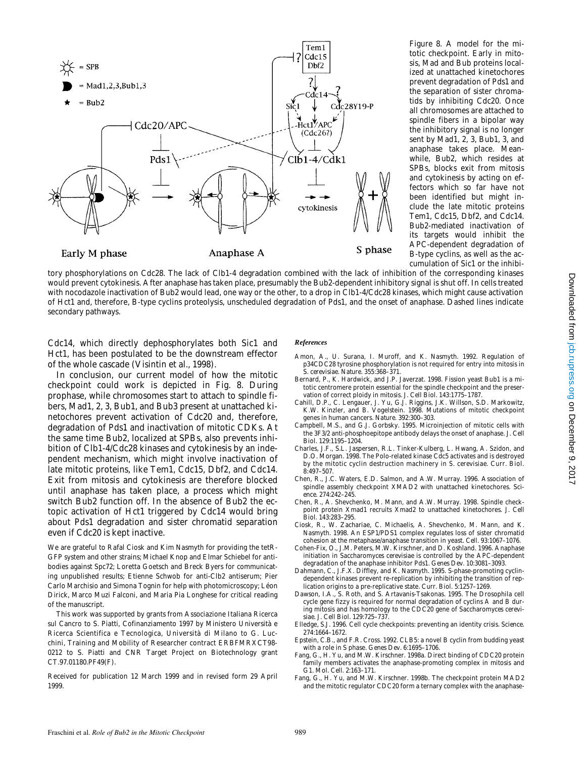Figure 8. A model for the mitotic checkpoint. Early in mitosis, Mad and Bub proteins localized at unattached kinetochores prevent degradation of Pds1 and the separation of sister chromatids by inhibiting Cdc20. Once all chromosomes are attached to spindle fibers in a bipolar way the inhibitory signal is no longer sent by Mad1, 2, 3, Bub1, 3, and anaphase takes place. Meanwhile, Bub2, which resides at SPBs, blocks exit from mitosis and cytokinesis by acting on effectors which so far have not been identified but might include the late mitotic proteins Tem1, Cdc15, Dbf2, and Cdc14. Bub2-mediated inactivation of its targets would inhibit the APC-dependent degradation of B-type cyclins, as well as the accumulation of Sic1 or the inhibitory phosphorylations on Cdc28. The lack of Clb1-4 degradation combined with the lack of inhibition of the corresponding kinases would prevent cytokinesis. After anaphase has taken place, presumably the Bub2-dependent inhibitory signal is shut off. In cells treated with nocodazole inactivation of Bub2 would lead, one way or the other, to a drop in Clb1-4/Cdc28 kinases, which might cause activation of Hct1 and, therefore, B-type cyclins proteolysis, unscheduled degradation of Pds1, and the onset of anaphase. Dashed lines indicate secondary pathways.

Cdc14, which directly dephosphorylates both Sic1 and Hct1, has been postulated to be the downstream effector of the whole cascade (Visintin et al., 1998).

In conclusion, our current model of how the mitotic checkpoint could work is depicted in Fig. 8. During prophase, while chromosomes start to attach to spindle fibers, Mad1, 2, 3, Bub1, and Bub3 present at unattached kinetochores prevent activation of Cdc20 and, therefore, degradation of Pds1 and inactivation of mitotic CDKs. At the same time Bub2, localized at SPBs, also prevents inhibition of Clb1-4/Cdc28 kinases and cytokinesis by an independent mechanism, which might involve inactivation of late mitotic proteins, like Tem1, Cdc15, Dbf2, and Cdc14. Exit from mitosis and cytokinesis are therefore blocked until anaphase has taken place, a process which might switch Bub2 function off. In the absence of Bub2 the ectopic activation of Hct1 triggered by Cdc14 would bring about Pds1 degradation and sister chromatid separation even if Cdc20 is kept inactive.

We are grateful to Rafal Ciosk and Kim Nasmyth for providing the tetR-GFP system and other strains; Michael Knop and Elmar Schiebel for antibodies against Spc72; Loretta Goetsch and Breck Byers for communicating unpublished results; Etienne Schwob for anti-Clb2 antiserum; Pier Carlo Marchisio and Simona Tognin for help with photomicroscopy; Léon Dirick, Marco Muzi Falconi, and Maria Pia Longhese for critical reading of the manuscript.

This work was supported by grants from Associazione Italiana Ricerca sul Cancro to S. Piatti, Cofinanziamento 1997 by Ministero Università e Ricerca Scientifica e Tecnologica, Università di Milano to G. Lucchini, Training and Mobility of Researcher contract ERBFMRXCT98-0212 to S. Piatti and CNR Target Project on Biotechnology grant CT.97.01180.PF49(F).

Received for publication 12 March 1999 and in revised form 29 April 1999.

### *References*

Amon, A., U. Surana, I. Muroff, and K. Nasmyth. 1992. Regulation of p34CDC28 tyrosine phosphorylation is not required for entry into mitosis in S. cerevisiae. *Nature.* 355:368–371.

Bernard, P., K. Hardwick, and J.P. Javerzat. 1998. Fission yeast Bub1 is a mitotic centromere protein essential for the spindle checkpoint and the preservation of correct ploidy in mitosis. *J. Cell Biol.* 143:1775–1787.

Cahill, D.P., C. Lengauer, J. Yu, G.J. Riggins, J.K. Willson, S.D. Markowitz, K.W. Kinzler, and B. Vogelstein. 1998. Mutations of mitotic checkpoint genes in human cancers. *Nature.* 392:300–303.

Campbell, M.S., and G.J. Gorbsky. 1995. Microinjection of mitotic cells with the 3F3/2 anti-phosphoepitope antibody delays the onset of anaphase. *J. Cell Biol.* 129:1195–1204.

Charles, J.F., S.L. Jaspersen, R.L. Tinker-Kulberg, L. Hwang, A. Szidon, and D.O. Morgan. 1998. The Polo-related kinase Cdc5 activates and is destroyed by the mitotic cyclin destruction machinery in S. cerevisiae. *Curr. Biol.* 8:497–507.

Chen, R., J.C. Waters, E.D. Salmon, and A.W. Murray. 1996. Association of spindle assembly checkpoint XMAD2 with unattached kinetochores. *Science.* 274:242–245.

Chen, R., A. Shevchenko, M. Mann, and A.W. Murray. 1998. Spindle checkpoint protein Xmad1 recruits Xmad2 to unattached kinetochores. *J. Cell Biol.* 143:283–295.

Ciosk, R., W. Zachariae, C. Michaelis, A. Shevchenko, M. Mann, and K. Nasmyth. 1998. An ESP1/PDS1 complex regulates loss of sister chromatid cohesion at the metaphase/anaphase transition in yeast. *Cell.* 93:1067–1076.

Cohen-Fix, O., J.M. Peters, M.W. Kirschner, and D. Koshland. 1996. Anaphase initiation in Saccharomyces cerevisiae is controlled by the APC-dependent degradation of the anaphase inhibitor Pds1. *Genes Dev.* 10:3081–3093.

Dahmann, C., J.F.X. Diffley, and K. Nasmyth. 1995. S-phase-promoting cyclin-dependent kinases prevent re-replication by inhibiting the transition of replication origins to a pre-replicative state. *Curr. Biol.* 5:1257–1269.

Dawson, I.A., S. Roth, and S. Artavanis-Tsakonas. 1995. The Drosophila cell cycle gene fizzy is required for normal degradation of cyclins A and B during mitosis and has homology to the CDC20 gene of Saccharomyces cerevisiae. *J. Cell Biol.* 129:725–737.

Elledge, S.J. 1996. Cell cycle checkpoints: preventing an identity crisis. *Science.* 274:1664–1672.

Epstein, C.B., and F.R. Cross. 1992. CLB5: a novel B cyclin from budding yeast with a role in S phase. *Genes Dev.* 6:1695–1706.

Fang, G., H. Yu, and M.W. Kirschner. 1998a. Direct binding of CDC20 protein family members activates the anaphase-promoting complex in mitosis and G1. *Mol. Cell.* 2:163–171.

Fang, G., H. Yu, and M.W. Kirschner. 1998b. The checkpoint protein MAD2 and the mitotic regulator CDC20 form a ternary complex with the anaphase-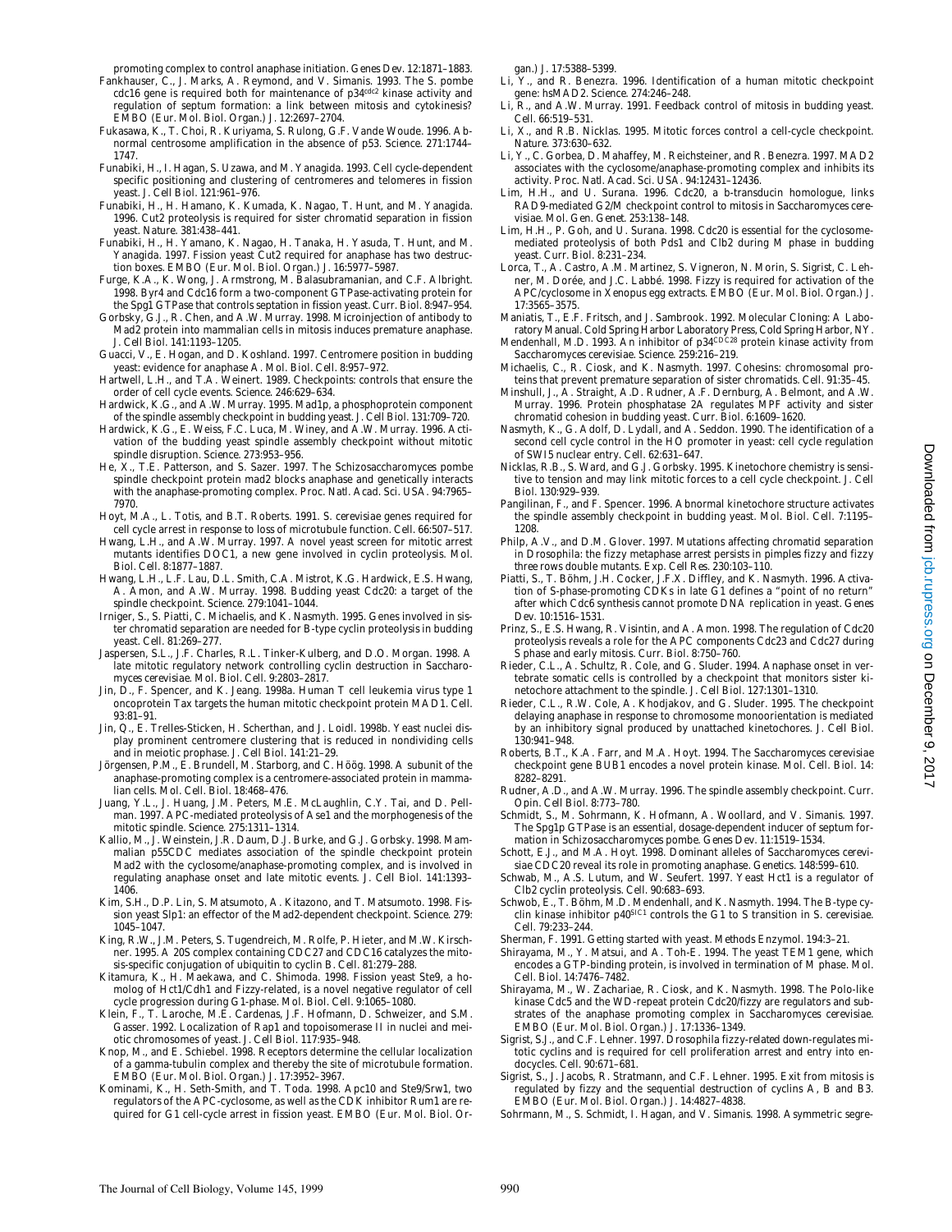promoting complex to control anaphase initiation. Genes Dev. 12:1871–1883.

Fankhauser, C., J. Marks, A. Reymond, and V. Simanis. 1993. The S. pombe cdc16 gene is required both for maintenance of p34$^{cdc2}$ kinase activity and regulation of septum formation: a link between mitosis and cytokinesis? EMBO (Eur. Mol. Biol. Organ.) J. 12:2697–2704.

Fukasawa, K., T. Choi, R. Kuriyama, S. Rulong, G.F. Vande Woude. 1996. Abnormal centrosome amplification in the absence of p53. Science. 271:1744–1747.

Funabiki, H., I. Hagan, S. Uzawa, and M. Yanagida. 1993. Cell cycle-dependent specific positioning and clustering of centromeres and telomeres in fission yeast. J. Cell Biol. 121:961–976.

Funabiki, H., H. Hamano, K. Kumada, K. Nagao, T. Hunt, and M. Yanagida. 1996. Cut2 proteolysis is required for sister chromatid separation in fission yeast. Nature. 381:438–441.

Funabiki, H., H. Yamano, K. Nagao, H. Tanaka, H. Yasuda, T. Hunt, and M. Yanagida. 1997. Fission yeast Cut2 required for anaphase has two destruction boxes. EMBO (Eur. Mol. Biol. Organ.) J. 16:5977–5987.

Furge, K.A., K. Wong, J. Armstrong, M. Balasubramanian, and C.F. Albright. 1998. Byr4 and Cdc16 form a two-component GTPase-activating protein for the Spg1 GTPase that controls septation in fission yeast. Curr. Biol. 8:947–954.

Gorbsky, G.J., R. Chen, and A.W. Murray. 1998. Microinjection of antibody to Mad2 protein into mammalian cells in mitosis induces premature anaphase. J. Cell Biol. 141:1193–1205.

Guacci, V., E. Hogan, and D. Koshland. 1997. Centromere position in budding yeast: evidence for anaphase A. Mol. Biol. Cell. 8:957–972.

Hartwell, L.H., and T.A. Weinert. 1989. Checkpoints: controls that ensure the order of cell cycle events. Science. 246:629–634.

Hardwick, K.G., and A.W. Murray. 1995. Mad1p, a phosphoprotein component of the spindle assembly checkpoint in budding yeast. J. Cell Biol. 131:709–720.

Hardwick, K.G., E. Weiss, F.C. Luca, M. Winey, and A.W. Murray. 1996. Activation of the budding yeast spindle assembly checkpoint without mitotic spindle disruption. Science. 273:953–956.

He, X., T.E. Patterson, and S. Sazer. 1997. The Schizosaccharomyces pombe spindle checkpoint protein mad2 blocks anaphase and genetically interacts with the anaphase-promoting complex. Proc. Natl. Acad. Sci. USA. 94:7965–7970.

Hoyt, M.A., L. Totis, and B.T. Roberts. 1991. S. cerevisiae genes required for cell cycle arrest in response to loss of microtubule function. Cell. 66:507–517.

Hwang, L.H., and A.W. Murray. 1997. A novel yeast screen for mitotic arrest mutants identifies DOC1, a new gene involved in cyclin proteolysis. Mol. Biol. Cell. 8:1877–1887.

Hwang, L.H., L.F. Lau, D.L. Smith, C.A. Mistrot, K.G. Hardwick, E.S. Hwang, A. Amon, and A.W. Murray. 1998. Budding yeast Cdc20: a target of the spindle checkpoint. Science. 279:1041–1044.

Irniger, S., S. Piatti, C. Michaelis, and K. Nasmyth. 1995. Genes involved in sister chromatid separation are needed for B-type cyclin proteolysis in budding yeast. Cell. 81:269–277.

Jaspersen, S.L., J.F. Charles, R.L. Tinker-Kulberg, and D.O. Morgan. 1998. A late mitotic regulatory network controlling cyclin destruction in Saccharomyces cerevisiae. Mol. Biol. Cell. 9:2803–2817.

Jin, D., F. Spencer, and K. Jeang. 1998a. Human T cell leukemia virus type 1 oncoprotein Tax targets the human mitotic checkpoint protein MAD1. Cell. 93:81–91.

Jin, Q., E. Trelles-Sticken, H. Scherthan, and J. Loidl. 1998b. Yeast nuclei display prominent centromere clustering that is reduced in nondividing cells and in meiotic prophase. J. Cell Biol. 141:21–29.

Jörgensen, P.M., E. Brundell, M. Starborg, and C. Höög. 1998. A subunit of the anaphase-promoting complex is a centromere-associated protein in mammalian cells. Mol. Cell. Biol. 18:468–476.

Juang, Y.L., J. Huang, J.M. Peters, M.E. McLaughlin, C.Y. Tai, and D. Pellman. 1997. APC-mediated proteolysis of Ase1 and the morphogenesis of the mitotic spindle. Science. 275:1311–1314.

Kallio, M., J. Weinstein, J.R. Daum, D.J. Burke, and G.J. Gorbsky. 1998. Mammalian p55CDC mediates association of the spindle checkpoint protein Mad2 with the cyclosome/anaphase-promoting complex, and is involved in regulating anaphase onset and late mitotic events. J. Cell Biol. 141:1393–1406.

Kim, S.H., D.P. Lin, S. Matsumoto, A. Kitazono, and T. Matsumoto. 1998. Fission yeast Slp1: an effector of the Mad2-dependent checkpoint. Science. 279:1045–1047.

King, R.W., J.M. Peters, S. Tugendreich, M. Rolfe, P. Hieter, and M.W. Kirschner. 1995. A 20S complex containing CDC27 and CDC16 catalyzes the mitosis-specific conjugation of ubiquitin to cyclin B. Cell. 81:279–288.

Kitamura, K., H. Maekawa, and C. Shimoda. 1998. Fission yeast Ste9, a homolog of Hct1/Cdh1 and Fizzy-related, is a novel negative regulator of cell cycle progression during G1-phase. Mol. Biol. Cell. 9:1065–1080.

Klein, F., T. Laroche, M.E. Cardenas, J.F. Hofmann, D. Schweizer, and S.M. Gasser. 1992. Localization of Rap1 and topoisomerase II in nuclei and meiotic chromosomes of yeast. J. Cell Biol. 117:935–948.

Knop, M., and E. Schiebel. 1998. Receptors determine the cellular localization of a gamma-tubulin complex and thereby the site of microtubule formation. EMBO (Eur. Mol. Biol. Organ.) J. 17:3952–3967.

Kominami, K., H. Seth-Smith, and T. Toda. 1998. Apc10 and Ste9/Srw1, two regulators of the APC-cyclosome, as well as the CDK inhibitor Rum1 are required for G1 cell-cycle arrest in fission yeast. EMBO (Eur. Mol. Biol. Organ.) J. 17:5388–5399.

Li, Y., and R. Benezra. 1996. Identification of a human mitotic checkpoint gene: hsMAD2. Science. 274:246–248.

Li, R., and A.W. Murray. 1991. Feedback control of mitosis in budding yeast. Cell. 66:519–531.

Li, X., and R.B. Nicklas. 1995. Mitotic forces control a cell-cycle checkpoint. Nature. 373:630–632.

Li, Y., C. Gorbea, D. Mahaffey, M. Reichsteiner, and R. Benezra. 1997. MAD2 associates with the cyclosome/anaphase-promoting complex and inhibits its activity. Proc. Natl. Acad. Sci. USA. 94:12431–12436.

Lim, H.H., and U. Surana. 1996. Cdc20, a b-transducin homologue, links RAD9-mediated G2/M checkpoint control to mitosis in Saccharomyces cerevisiae. Mol. Gen. Genet. 253:138–148.

Lim, H.H., P. Goh, and U. Surana. 1998. Cdc20 is essential for the cyclosome-mediated proteolysis of both Pds1 and Clb2 during M phase in budding yeast. Curr. Biol. 8:231–234.

Lorca, T., A. Castro, A.M. Martinez, S. Vigneron, N. Morin, S. Sigrist, C. Lehner, M. Dorée, and J.C. Labbé. 1998. Fizzy is required for activation of the APC/cyclosome in Xenopus egg extracts. EMBO (Eur. Mol. Biol. Organ.) J. 17:3565–3575.

Maniatis, T., E.F. Fritsch, and J. Sambrook. 1992. Molecular Cloning: A Laboratory Manual. Cold Spring Harbor Laboratory Press, Cold Spring Harbor, NY.

Mendenhall, M.D. 1993. An inhibitor of p34$^{CDC28}$ protein kinase activity from Saccharomyces cerevisiae. Science. 259:216–219.

Michaelis, C., R. Ciosk, and K. Nasmyth. 1997. Cohesins: chromosomal proteins that prevent premature separation of sister chromatids. Cell. 91:35–45.

Minshull, J., A. Straight, A.D. Rudner, A.F. Dernburg, A. Belmont, and A.W. Murray. 1996. Protein phosphatase 2A regulates MPF activity and sister chromatid cohesion in budding yeast. Curr. Biol. 6:1609–1620.

Nasmyth, K., G. Adolf, D. Lydall, and A. Seddon. 1990. The identification of a second cell cycle control in the HO promoter in yeast: cell cycle regulation of SWI5 nuclear entry. Cell. 62:631–647.

Nicklas, R.B., S. Ward, and G.J. Gorbsky. 1995. Kinetochore chemistry is sensitive to tension and may link mitotic forces to a cell cycle checkpoint. J. Cell Biol. 130:929–939.

Pangilinan, F., and F. Spencer. 1996. Abnormal kinetochore structure activates the spindle assembly checkpoint in budding yeast. Mol. Biol. Cell. 7:1195–1208.

Philp, A.V., and D.M. Glover. 1997. Mutations affecting chromatid separation in Drosophila: the fizzy metaphase arrest persists in pimples fizzy and fizzy three rows double mutants. Exp. Cell Res. 230:103–110.

Piatti, S., T. Böhm, J.H. Cocker, J.F.X. Diffley, and K. Nasmyth. 1996. Activation of S-phase-promoting CDKs in late G1 defines a "point of no return" after which Cdc6 synthesis cannot promote DNA replication in yeast. Genes Dev. 10:1516–1531.

Prinz, S., E.S. Hwang, R. Visintin, and A. Amon. 1998. The regulation of Cdc20 proteolysis reveals a role for the APC components Cdc23 and Cdc27 during S phase and early mitosis. Curr. Biol. 8:750–760.

Rieder, C.L., A. Schultz, R. Cole, and G. Sluder. 1994. Anaphase onset in vertebrate somatic cells is controlled by a checkpoint that monitors sister kinetochore attachment to the spindle. J. Cell Biol. 127:1301–1310.

Rieder, C.L., R.W. Cole, A. Khodjakov, and G. Sluder. 1995. The checkpoint delaying anaphase in response to chromosome monoorientation is mediated by an inhibitory signal produced by unattached kinetochores. J. Cell Biol. 130:941–948.

Roberts, B.T., K.A. Farr, and M.A. Hoyt. 1994. The Saccharomyces cerevisiae checkpoint gene BUB1 encodes a novel protein kinase. Mol. Cell. Biol. 14:8282–8291.

Rudner, A.D., and A.W. Murray. 1996. The spindle assembly checkpoint. Curr. Opin. Cell Biol. 8:773–780.

Schmidt, S., M. Sohrmann, K. Hofmann, A. Woollard, and V. Simanis. 1997. The Spg1p GTPase is an essential, dosage-dependent inducer of septum formation in Schizosaccharomyces pombe. Genes Dev. 11:1519–1534.

Schott, E.J., and M.A. Hoyt. 1998. Dominant alleles of Saccharomyces cerevisiae CDC20 reveal its role in promoting anaphase. Genetics. 148:599–610.

Schwab, M., A.S. Lutum, and W. Seufert. 1997. Yeast Hct1 is a regulator of Clb2 cyclin proteolysis. Cell. 90:683–693.

Schwob, E., T. Böhm, M.D. Mendenhall, and K. Nasmyth. 1994. The B-type cyclin kinase inhibitor p40$^{SIC1}$ controls the G1 to S transition in S. cerevisiae. Cell. 79:233–244.

Sherman, F. 1991. Getting started with yeast. Methods Enzymol. 194:3–21.

Shirayama, M., Y. Matsui, and A. Toh-E. 1994. The yeast TEM1 gene, which encodes a GTP-binding protein, is involved in termination of M phase. Mol. Cell. Biol. 14:7476–7482.

Shirayama, M., W. Zachariae, R. Ciosk, and K. Nasmyth. 1998. The Polo-like kinase Cdc5 and the WD-repeat protein Cdc20/fizzy are regulators and substrates of the anaphase promoting complex in Saccharomyces cerevisiae. EMBO (Eur. Mol. Biol. Organ.) J. 17:1336–1349.

Sigrist, S.J., and C.F. Lehner. 1997. Drosophila fizzy-related down-regulates mitotic cyclins and is required for cell proliferation arrest and entry into endocycles. Cell. 90:671–681.

Sigrist, S., J. Jacobs, R. Stratmann, and C.F. Lehner. 1995. Exit from mitosis is regulated by fizzy and the sequential destruction of cyclins A, B and B3. EMBO (Eur. Mol. Biol. Organ.) J. 14:4827–4838.

Sohrmann, M., S. Schmidt, I. Hagan, and V. Simanis. 1998. Asymmetric segre-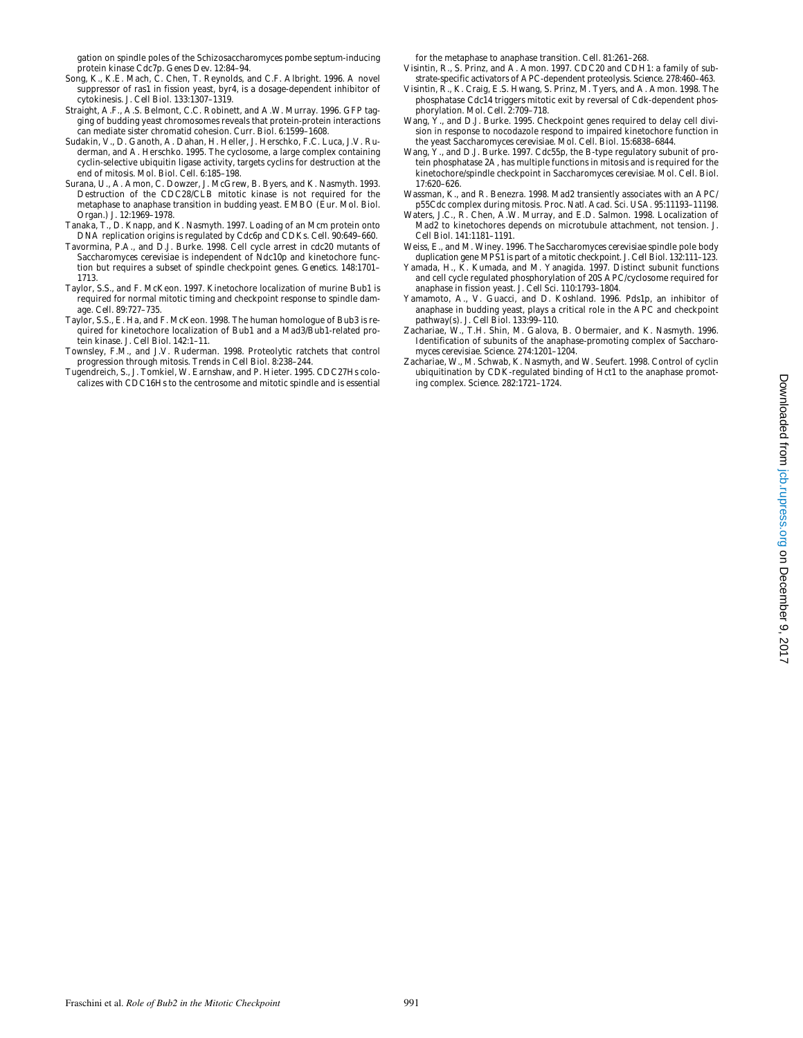gation on spindle poles of the Schizosaccharomyces pombe septum-inducing protein kinase Cdc7p. *Genes Dev.* 12:84–94.

Song, K., K.E. Mach, C. Chen, T. Reynolds, and C.F. Albright. 1996. A novel suppressor of ras1 in fission yeast, byr4, is a dosage-dependent inhibitor of cytokinesis. *J. Cell Biol.* 133:1307–1319.

Straight, A.F., A.S. Belmont, C.C. Robinett, and A.W. Murray. 1996. GFP tagging of budding yeast chromosomes reveals that protein-protein interactions can mediate sister chromatid cohesion. *Curr. Biol.* 6:1599–1608.

Sudakin, V., D. Ganoth, A. Dahan, H. Heller, J. Herschko, F.C. Luca, J.V. Ruderman, and A. Herschko. 1995. The cyclosome, a large complex containing cyclin-selective ubiquitin ligase activity, targets cyclins for destruction at the end of mitosis. *Mol. Biol. Cell.* 6:185–198.

Surana, U., A. Amon, C. Dowzer, J. McGrew, B. Byers, and K. Nasmyth. 1993. Destruction of the CDC28/CLB mitotic kinase is not required for the metaphase to anaphase transition in budding yeast. *EMBO (Eur. Mol. Biol. Organ.) J.* 12:1969–1978.

Tanaka, T., D. Knapp, and K. Nasmyth. 1997. Loading of an Mcm protein onto DNA replication origins is regulated by Cdc6p and CDKs. *Cell.* 90:649–660.

Tavormina, P.A., and D.J. Burke. 1998. Cell cycle arrest in cdc20 mutants of Saccharomyces cerevisiae is independent of Ndc10p and kinetochore function but requires a subset of spindle checkpoint genes. *Genetics.* 148:1701–1713.

Taylor, S.S., and F. McKeon. 1997. Kinetochore localization of murine Bub1 is required for normal mitotic timing and checkpoint response to spindle damage. *Cell.* 89:727–735.

Taylor, S.S., E. Ha, and F. McKeon. 1998. The human homologue of Bub3 is required for kinetochore localization of Bub1 and a Mad3/Bub1-related protein kinase. *J. Cell Biol.* 142:1–11.

Townsley, F.M., and J.V. Ruderman. 1998. Proteolytic ratchets that control progression through mitosis. *Trends in Cell Biol.* 8:238–244.

Tugendreich, S., J. Tomkiel, W. Earnshaw, and P. Hieter. 1995. CDC27Hs colocalizes with CDC16Hs to the centrosome and mitotic spindle and is essential for the metaphase to anaphase transition. *Cell.* 81:261–268.

Visintin, R., S. Prinz, and A. Amon. 1997. CDC20 and CDH1: a family of substrate-specific activators of APC-dependent proteolysis. *Science.* 278:460–463.

Visintin, R., K. Craig, E.S. Hwang, S. Prinz, M. Tyers, and A. Amon. 1998. The phosphatase Cdc14 triggers mitotic exit by reversal of Cdk-dependent phosphorylation. *Mol. Cell.* 2:709–718.

Wang, Y., and D.J. Burke. 1995. Checkpoint genes required to delay cell division in response to nocodazole respond to impaired kinetochore function in the yeast Saccharomyces cerevisiae. *Mol. Cell. Biol.* 15:6838–6844.

Wang, Y., and D.J. Burke. 1997. Cdc55p, the B-type regulatory subunit of protein phosphatase 2A, has multiple functions in mitosis and is required for the kinetochore/spindle checkpoint in Saccharomyces cerevisiae. *Mol. Cell. Biol.* 17:620–626.

Wassman, K., and R. Benezra. 1998. Mad2 transiently associates with an APC/p55Cdc complex during mitosis. *Proc. Natl. Acad. Sci. USA.* 95:11193–11198.

Waters, J.C., R. Chen, A.W. Murray, and E.D. Salmon. 1998. Localization of Mad2 to kinetochores depends on microtubule attachment, not tension. *J. Cell Biol.* 141:1181–1191.

Weiss, E., and M. Winey. 1996. The Saccharomyces cerevisiae spindle pole body duplication gene MPS1 is part of a mitotic checkpoint. *J. Cell Biol.* 132:111–123.

Yamada, H., K. Kumada, and M. Yanagida. 1997. Distinct subunit functions and cell cycle regulated phosphorylation of 20S APC/cyclosome required for anaphase in fission yeast. *J. Cell Sci.* 110:1793–1804.

Yamamoto, A., V. Guacci, and D. Koshland. 1996. Pds1p, an inhibitor of anaphase in budding yeast, plays a critical role in the APC and checkpoint pathway(s). *J. Cell Biol.* 133:99–110.

Zachariae, W., T.H. Shin, M. Galova, B. Obermaier, and K. Nasmyth. 1996. Identification of subunits of the anaphase-promoting complex of Saccharomyces cerevisiae. *Science.* 274:1201–1204.

Zachariae, W., M. Schwab, K. Nasmyth, and W. Seufert. 1998. Control of cyclin ubiquitination by CDK-regulated binding of Hct1 to the anaphase promoting complex. *Science.* 282:1721–1724.